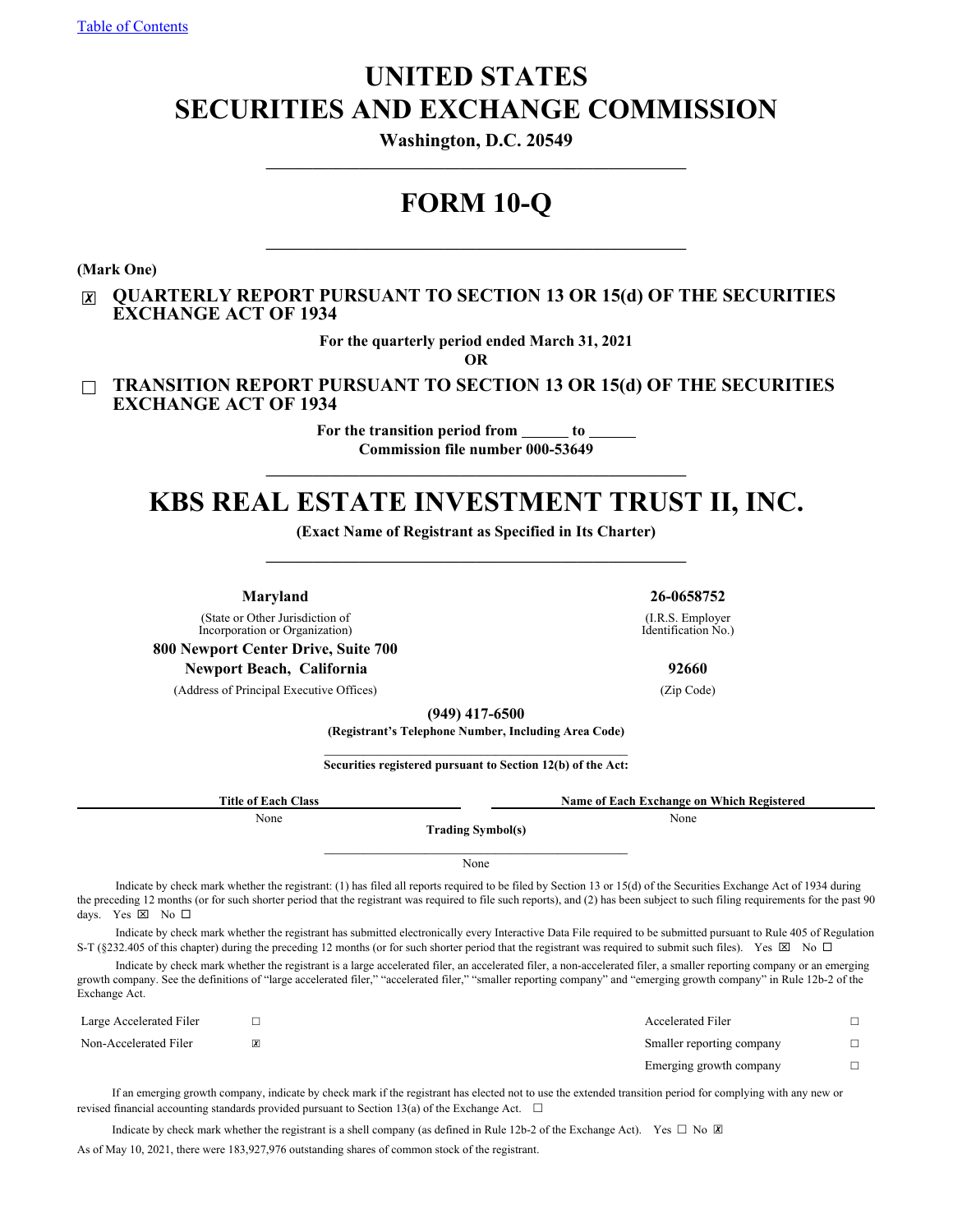[Table of Contents](#)

# UNITED STATES
# SECURITIES AND EXCHANGE COMMISSION

**Washington, D.C. 20549**

---

# FORM 10-Q

---

**(Mark One)**

☒ **QUARTERLY REPORT PURSUANT TO SECTION 13 OR 15(d) OF THE SECURITIES EXCHANGE ACT OF 1934**

**For the quarterly period ended March 31, 2021**

**OR**

☐ **TRANSITION REPORT PURSUANT TO SECTION 13 OR 15(d) OF THE SECURITIES EXCHANGE ACT OF 1934**

**For the transition period from ______ to ______**

**Commission file number 000-53649**

---

# KBS REAL ESTATE INVESTMENT TRUST II, INC.

**(Exact Name of Registrant as Specified in Its Charter)**

---

| **Maryland** | **26-0658752** |
|---|---|
| (State or Other Jurisdiction of Incorporation or Organization) | (I.R.S. Employer Identification No.) |
| **800 Newport Center Drive, Suite 700** | |
| **Newport Beach, California** | **92660** |
| (Address of Principal Executive Offices) | (Zip Code) |

**(949) 417-6500**

**(Registrant's Telephone Number, Including Area Code)**

**Securities registered pursuant to Section 12(b) of the Act:**

| Title of Each Class | Trading Symbol(s) | Name of Each Exchange on Which Registered |
|---|---|---|
| None | None | None |

Indicate by check mark whether the registrant: (1) has filed all reports required to be filed by Section 13 or 15(d) of the Securities Exchange Act of 1934 during the preceding 12 months (or for such shorter period that the registrant was required to file such reports), and (2) has been subject to such filing requirements for the past 90 days. Yes ☒ No ☐

Indicate by check mark whether the registrant has submitted electronically every Interactive Data File required to be submitted pursuant to Rule 405 of Regulation S-T (§232.405 of this chapter) during the preceding 12 months (or for such shorter period that the registrant was required to submit such files). Yes ☒ No ☐

Indicate by check mark whether the registrant is a large accelerated filer, an accelerated filer, a non-accelerated filer, a smaller reporting company or an emerging growth company. See the definitions of "large accelerated filer," "accelerated filer," "smaller reporting company" and "emerging growth company" in Rule 12b-2 of the Exchange Act.

| | | | |
|---|---|---|---|
| Large Accelerated Filer | ☐ | Accelerated Filer | ☐ |
| Non-Accelerated Filer | ☒ | Smaller reporting company | ☐ |
| | | Emerging growth company | ☐ |

If an emerging growth company, indicate by check mark if the registrant has elected not to use the extended transition period for complying with any new or revised financial accounting standards provided pursuant to Section 13(a) of the Exchange Act. ☐

Indicate by check mark whether the registrant is a shell company (as defined in Rule 12b-2 of the Exchange Act). Yes ☐ No ☒

As of May 10, 2021, there were 183,927,976 outstanding shares of common stock of the registrant.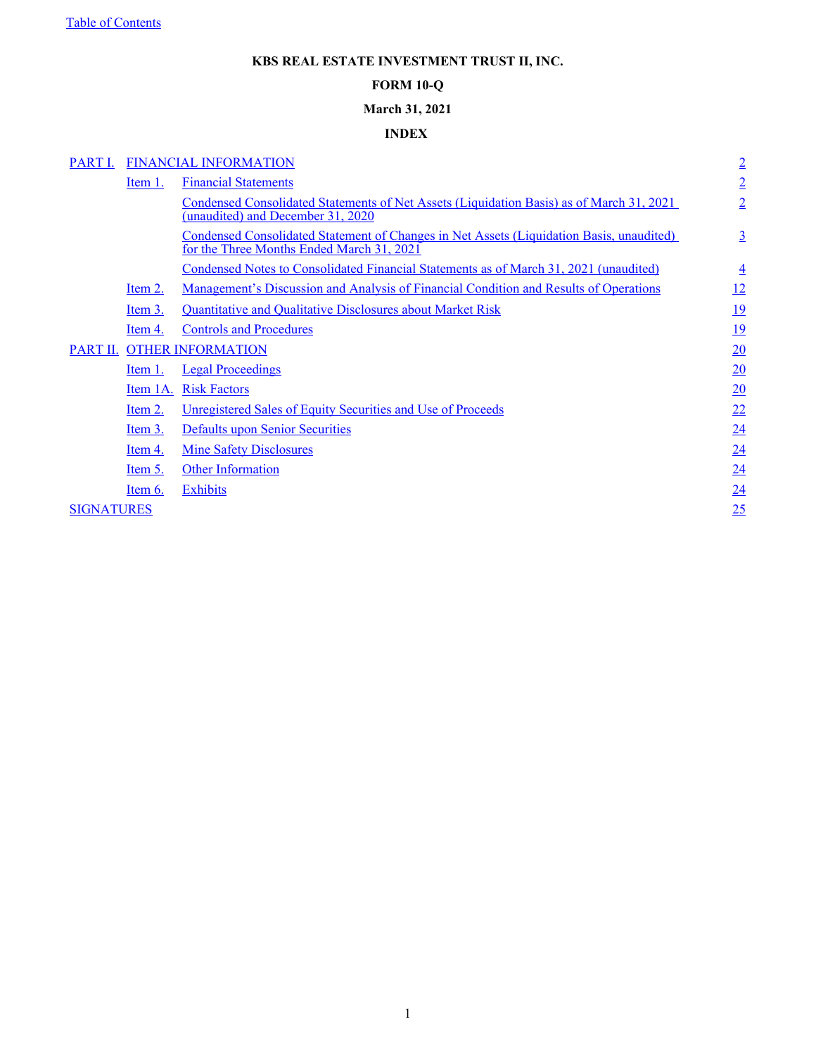**KBS REAL ESTATE INVESTMENT TRUST II, INC.**

**FORM 10-Q**

**March 31, 2021**

**INDEX**

| | | | |
|---|---|---|---|
| PART I. | FINANCIAL INFORMATION | | 2 |
| | Item 1. | Financial Statements | 2 |
| | | Condensed Consolidated Statements of Net Assets (Liquidation Basis) as of March 31, 2021 (unaudited) and December 31, 2020 | 2 |
| | | Condensed Consolidated Statement of Changes in Net Assets (Liquidation Basis, unaudited) for the Three Months Ended March 31, 2021 | 3 |
| | | Condensed Notes to Consolidated Financial Statements as of March 31, 2021 (unaudited) | 4 |
| | Item 2. | Management's Discussion and Analysis of Financial Condition and Results of Operations | 12 |
| | Item 3. | Quantitative and Qualitative Disclosures about Market Risk | 19 |
| | Item 4. | Controls and Procedures | 19 |
| PART II. | OTHER INFORMATION | | 20 |
| | Item 1. | Legal Proceedings | 20 |
| | Item 1A. | Risk Factors | 20 |
| | Item 2. | Unregistered Sales of Equity Securities and Use of Proceeds | 22 |
| | Item 3. | Defaults upon Senior Securities | 24 |
| | Item 4. | Mine Safety Disclosures | 24 |
| | Item 5. | Other Information | 24 |
| | Item 6. | Exhibits | 24 |
| SIGNATURES | | | 25 |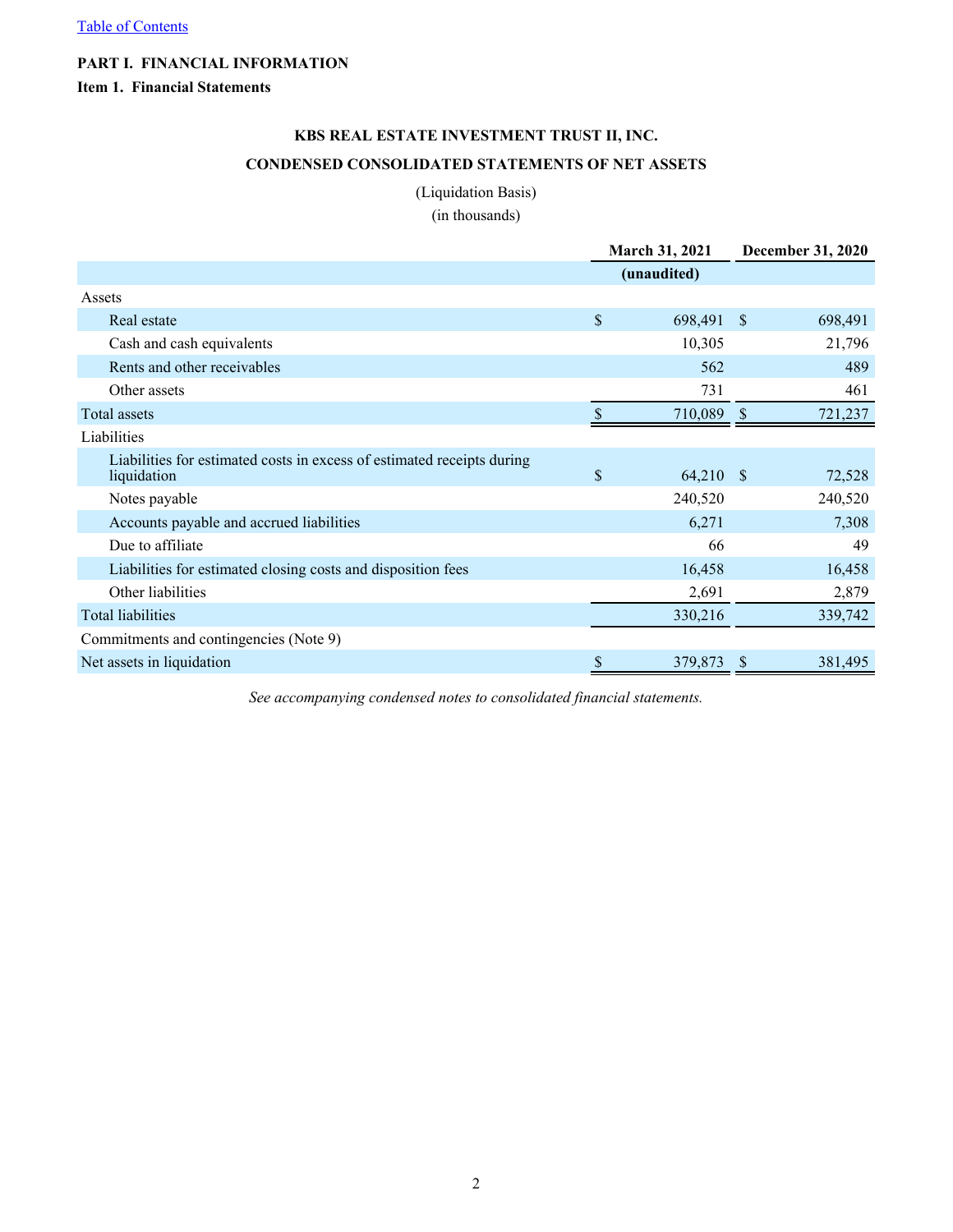[Table of Contents](#)

**PART I. FINANCIAL INFORMATION**

**Item 1. Financial Statements**

**KBS REAL ESTATE INVESTMENT TRUST II, INC.**

**CONDENSED CONSOLIDATED STATEMENTS OF NET ASSETS**

(Liquidation Basis)
(in thousands)

| | March 31, 2021 | December 31, 2020 |
|---|---|---|
| | (unaudited) | |
| Assets | | |
| Real estate | $ 698,491 | $ 698,491 |
| Cash and cash equivalents | 10,305 | 21,796 |
| Rents and other receivables | 562 | 489 |
| Other assets | 731 | 461 |
| Total assets | $ 710,089 | $ 721,237 |
| Liabilities | | |
| Liabilities for estimated costs in excess of estimated receipts during liquidation | $ 64,210 | $ 72,528 |
| Notes payable | 240,520 | 240,520 |
| Accounts payable and accrued liabilities | 6,271 | 7,308 |
| Due to affiliate | 66 | 49 |
| Liabilities for estimated closing costs and disposition fees | 16,458 | 16,458 |
| Other liabilities | 2,691 | 2,879 |
| Total liabilities | 330,216 | 339,742 |
| Commitments and contingencies (Note 9) | | |
| Net assets in liquidation | $ 379,873 | $ 381,495 |

*See accompanying condensed notes to consolidated financial statements.*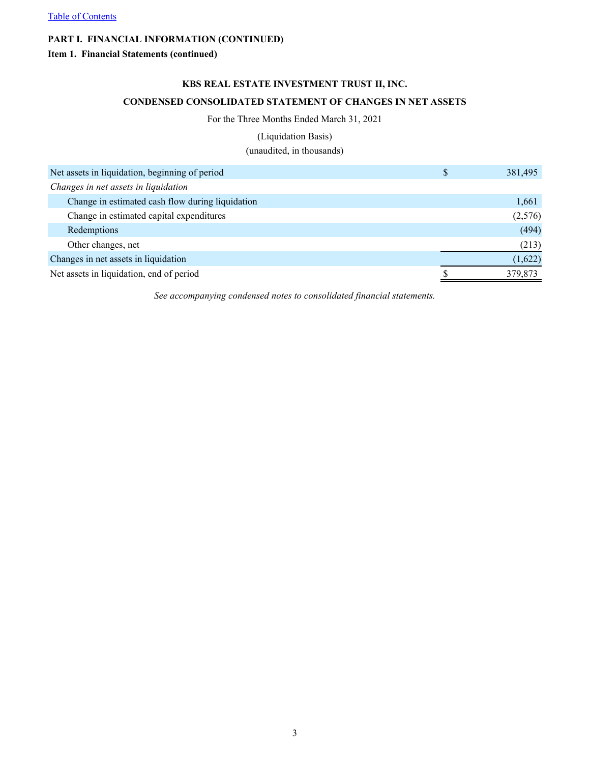[Table of Contents](#)

**PART I. FINANCIAL INFORMATION (CONTINUED)**

**Item 1. Financial Statements (continued)**

**KBS REAL ESTATE INVESTMENT TRUST II, INC.**

**CONDENSED CONSOLIDATED STATEMENT OF CHANGES IN NET ASSETS**

For the Three Months Ended March 31, 2021

(Liquidation Basis)

(unaudited, in thousands)

| | | |
|---|---|---|
| Net assets in liquidation, beginning of period | $ | 381,495 |
| *Changes in net assets in liquidation* | | |
| Change in estimated cash flow during liquidation | | 1,661 |
| Change in estimated capital expenditures | | (2,576) |
| Redemptions | | (494) |
| Other changes, net | | (213) |
| Changes in net assets in liquidation | | (1,622) |
| Net assets in liquidation, end of period | $ | 379,873 |

*See accompanying condensed notes to consolidated financial statements.*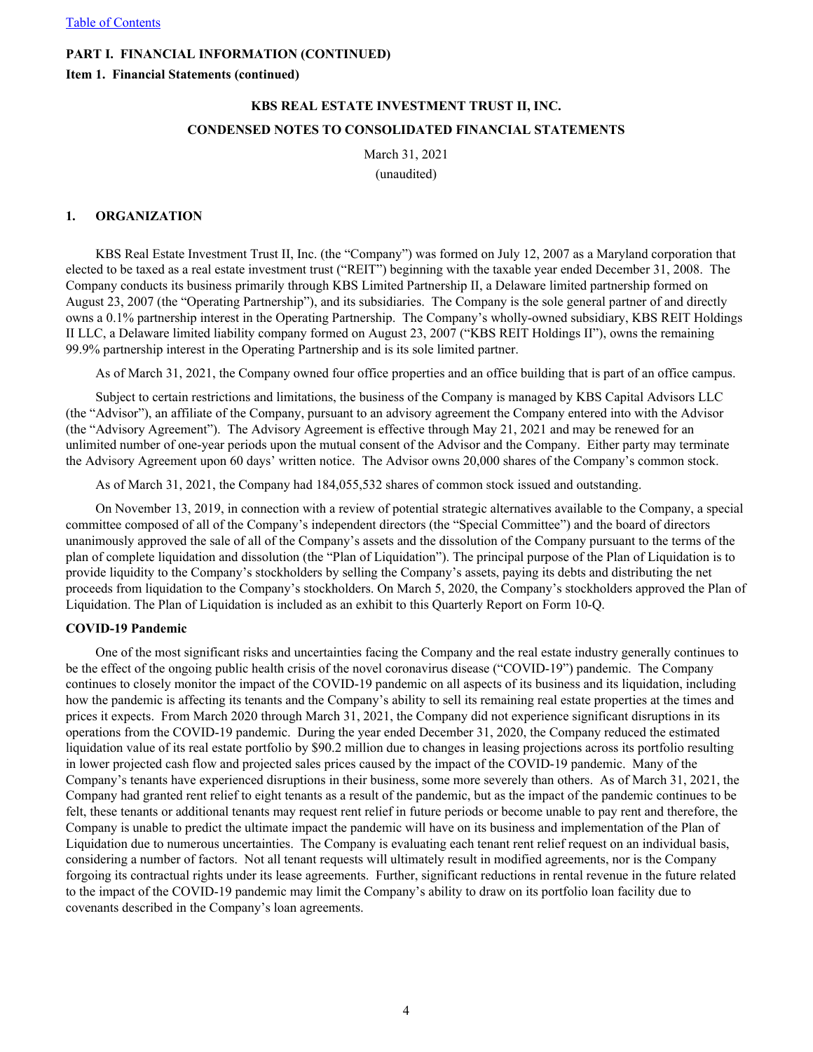**PART I. FINANCIAL INFORMATION (CONTINUED)**

**Item 1. Financial Statements (continued)**

**KBS REAL ESTATE INVESTMENT TRUST II, INC.**

**CONDENSED NOTES TO CONSOLIDATED FINANCIAL STATEMENTS**

March 31, 2021
(unaudited)

## 1. ORGANIZATION

KBS Real Estate Investment Trust II, Inc. (the "Company") was formed on July 12, 2007 as a Maryland corporation that elected to be taxed as a real estate investment trust ("REIT") beginning with the taxable year ended December 31, 2008. The Company conducts its business primarily through KBS Limited Partnership II, a Delaware limited partnership formed on August 23, 2007 (the "Operating Partnership"), and its subsidiaries. The Company is the sole general partner of and directly owns a 0.1% partnership interest in the Operating Partnership. The Company's wholly-owned subsidiary, KBS REIT Holdings II LLC, a Delaware limited liability company formed on August 23, 2007 ("KBS REIT Holdings II"), owns the remaining 99.9% partnership interest in the Operating Partnership and is its sole limited partner.

As of March 31, 2021, the Company owned four office properties and an office building that is part of an office campus.

Subject to certain restrictions and limitations, the business of the Company is managed by KBS Capital Advisors LLC (the "Advisor"), an affiliate of the Company, pursuant to an advisory agreement the Company entered into with the Advisor (the "Advisory Agreement"). The Advisory Agreement is effective through May 21, 2021 and may be renewed for an unlimited number of one-year periods upon the mutual consent of the Advisor and the Company. Either party may terminate the Advisory Agreement upon 60 days' written notice. The Advisor owns 20,000 shares of the Company's common stock.

As of March 31, 2021, the Company had 184,055,532 shares of common stock issued and outstanding.

On November 13, 2019, in connection with a review of potential strategic alternatives available to the Company, a special committee composed of all of the Company's independent directors (the "Special Committee") and the board of directors unanimously approved the sale of all of the Company's assets and the dissolution of the Company pursuant to the terms of the plan of complete liquidation and dissolution (the "Plan of Liquidation"). The principal purpose of the Plan of Liquidation is to provide liquidity to the Company's stockholders by selling the Company's assets, paying its debts and distributing the net proceeds from liquidation to the Company's stockholders. On March 5, 2020, the Company's stockholders approved the Plan of Liquidation. The Plan of Liquidation is included as an exhibit to this Quarterly Report on Form 10-Q.

**COVID-19 Pandemic**

One of the most significant risks and uncertainties facing the Company and the real estate industry generally continues to be the effect of the ongoing public health crisis of the novel coronavirus disease ("COVID-19") pandemic. The Company continues to closely monitor the impact of the COVID-19 pandemic on all aspects of its business and its liquidation, including how the pandemic is affecting its tenants and the Company's ability to sell its remaining real estate properties at the times and prices it expects. From March 2020 through March 31, 2021, the Company did not experience significant disruptions in its operations from the COVID-19 pandemic. During the year ended December 31, 2020, the Company reduced the estimated liquidation value of its real estate portfolio by $90.2 million due to changes in leasing projections across its portfolio resulting in lower projected cash flow and projected sales prices caused by the impact of the COVID-19 pandemic. Many of the Company's tenants have experienced disruptions in their business, some more severely than others. As of March 31, 2021, the Company had granted rent relief to eight tenants as a result of the pandemic, but as the impact of the pandemic continues to be felt, these tenants or additional tenants may request rent relief in future periods or become unable to pay rent and therefore, the Company is unable to predict the ultimate impact the pandemic will have on its business and implementation of the Plan of Liquidation due to numerous uncertainties. The Company is evaluating each tenant rent relief request on an individual basis, considering a number of factors. Not all tenant requests will ultimately result in modified agreements, nor is the Company forgoing its contractual rights under its lease agreements. Further, significant reductions in rental revenue in the future related to the impact of the COVID-19 pandemic may limit the Company's ability to draw on its portfolio loan facility due to covenants described in the Company's loan agreements.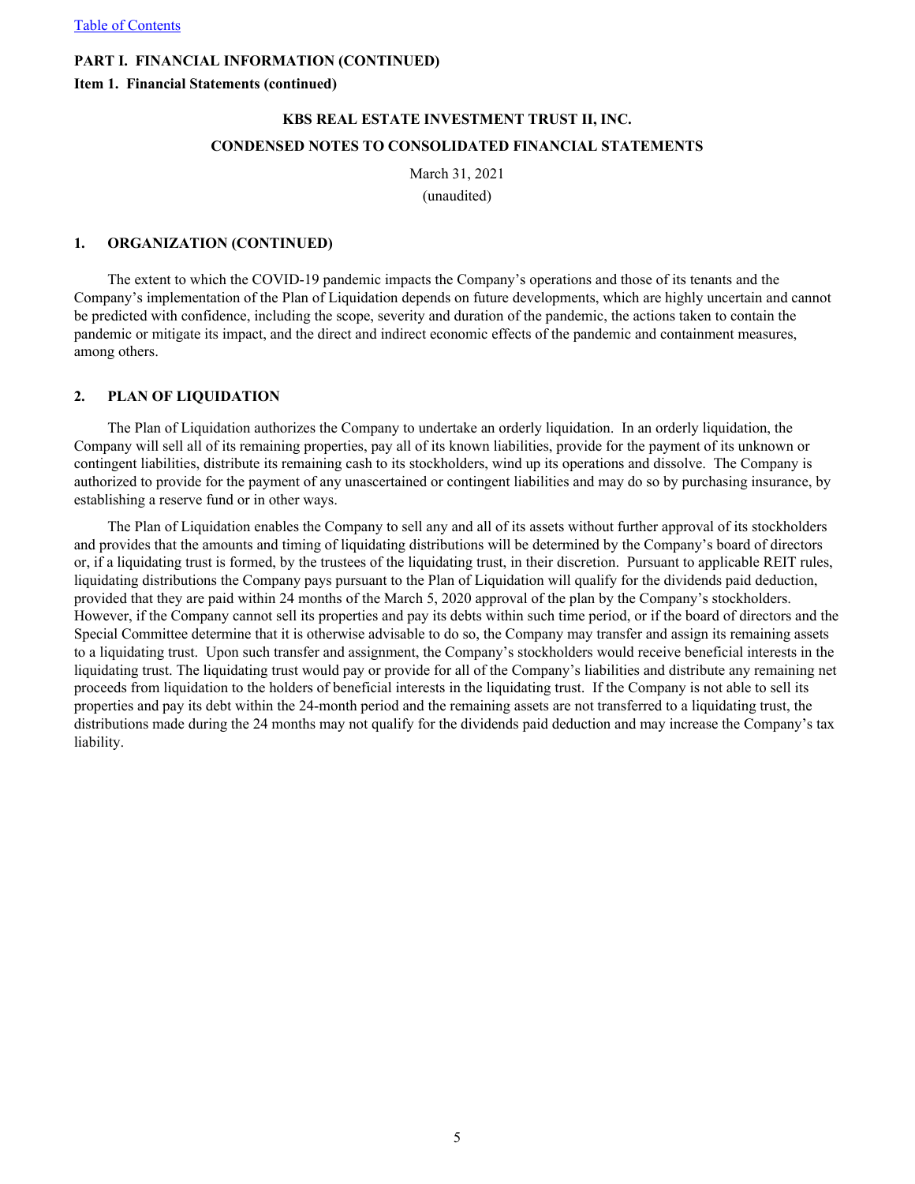**PART I. FINANCIAL INFORMATION (CONTINUED)**

**Item 1. Financial Statements (continued)**

**KBS REAL ESTATE INVESTMENT TRUST II, INC.**

**CONDENSED NOTES TO CONSOLIDATED FINANCIAL STATEMENTS**

March 31, 2021

(unaudited)

**1. ORGANIZATION (CONTINUED)**

The extent to which the COVID-19 pandemic impacts the Company's operations and those of its tenants and the Company's implementation of the Plan of Liquidation depends on future developments, which are highly uncertain and cannot be predicted with confidence, including the scope, severity and duration of the pandemic, the actions taken to contain the pandemic or mitigate its impact, and the direct and indirect economic effects of the pandemic and containment measures, among others.

**2. PLAN OF LIQUIDATION**

The Plan of Liquidation authorizes the Company to undertake an orderly liquidation. In an orderly liquidation, the Company will sell all of its remaining properties, pay all of its known liabilities, provide for the payment of its unknown or contingent liabilities, distribute its remaining cash to its stockholders, wind up its operations and dissolve. The Company is authorized to provide for the payment of any unascertained or contingent liabilities and may do so by purchasing insurance, by establishing a reserve fund or in other ways.

The Plan of Liquidation enables the Company to sell any and all of its assets without further approval of its stockholders and provides that the amounts and timing of liquidating distributions will be determined by the Company's board of directors or, if a liquidating trust is formed, by the trustees of the liquidating trust, in their discretion. Pursuant to applicable REIT rules, liquidating distributions the Company pays pursuant to the Plan of Liquidation will qualify for the dividends paid deduction, provided that they are paid within 24 months of the March 5, 2020 approval of the plan by the Company's stockholders. However, if the Company cannot sell its properties and pay its debts within such time period, or if the board of directors and the Special Committee determine that it is otherwise advisable to do so, the Company may transfer and assign its remaining assets to a liquidating trust. Upon such transfer and assignment, the Company's stockholders would receive beneficial interests in the liquidating trust. The liquidating trust would pay or provide for all of the Company's liabilities and distribute any remaining net proceeds from liquidation to the holders of beneficial interests in the liquidating trust. If the Company is not able to sell its properties and pay its debt within the 24-month period and the remaining assets are not transferred to a liquidating trust, the distributions made during the 24 months may not qualify for the dividends paid deduction and may increase the Company's tax liability.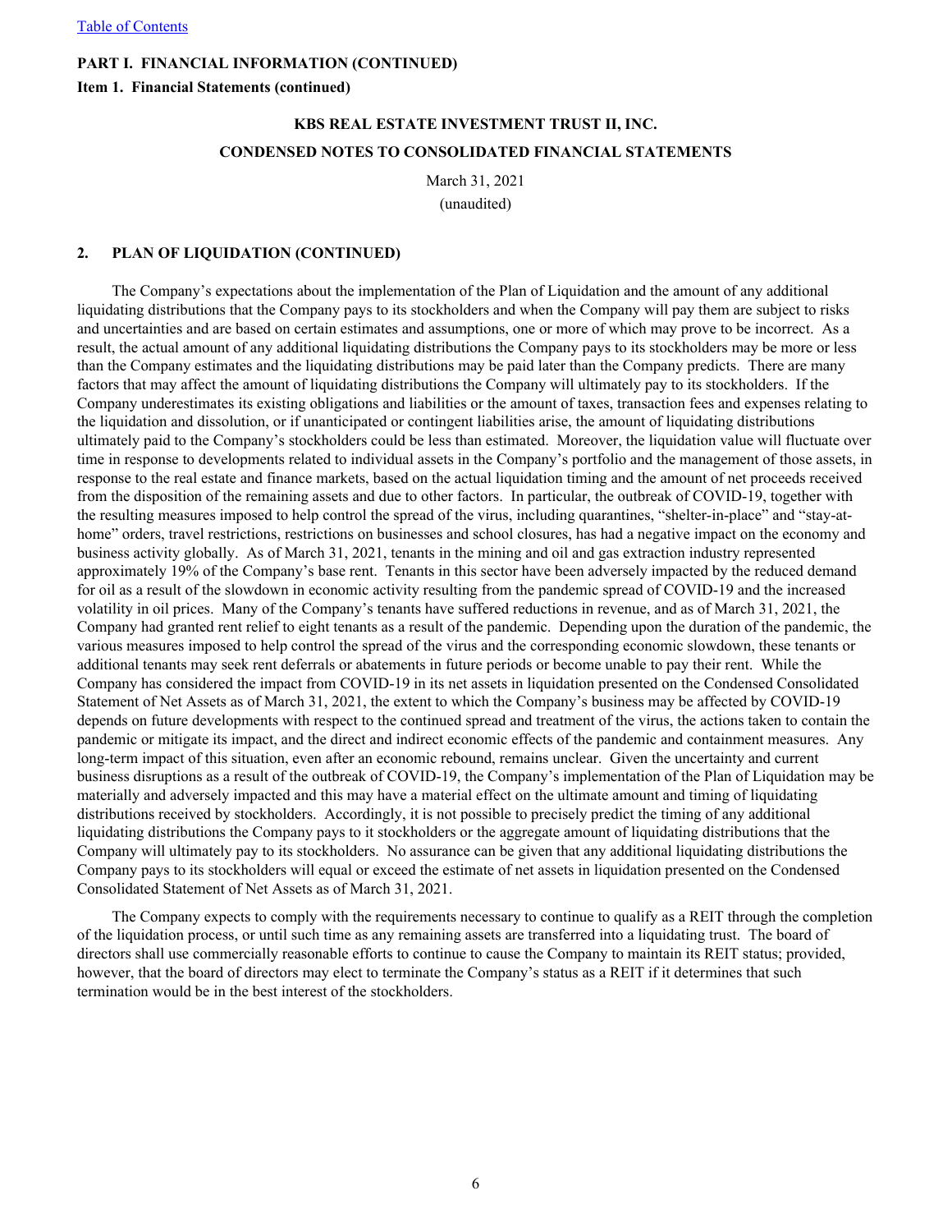**PART I. FINANCIAL INFORMATION (CONTINUED)**

**Item 1. Financial Statements (continued)**

**KBS REAL ESTATE INVESTMENT TRUST II, INC.**

**CONDENSED NOTES TO CONSOLIDATED FINANCIAL STATEMENTS**

March 31, 2021
(unaudited)

**2. PLAN OF LIQUIDATION (CONTINUED)**

The Company's expectations about the implementation of the Plan of Liquidation and the amount of any additional liquidating distributions that the Company pays to its stockholders and when the Company will pay them are subject to risks and uncertainties and are based on certain estimates and assumptions, one or more of which may prove to be incorrect. As a result, the actual amount of any additional liquidating distributions the Company pays to its stockholders may be more or less than the Company estimates and the liquidating distributions may be paid later than the Company predicts. There are many factors that may affect the amount of liquidating distributions the Company will ultimately pay to its stockholders. If the Company underestimates its existing obligations and liabilities or the amount of taxes, transaction fees and expenses relating to the liquidation and dissolution, or if unanticipated or contingent liabilities arise, the amount of liquidating distributions ultimately paid to the Company's stockholders could be less than estimated. Moreover, the liquidation value will fluctuate over time in response to developments related to individual assets in the Company's portfolio and the management of those assets, in response to the real estate and finance markets, based on the actual liquidation timing and the amount of net proceeds received from the disposition of the remaining assets and due to other factors. In particular, the outbreak of COVID-19, together with the resulting measures imposed to help control the spread of the virus, including quarantines, "shelter-in-place" and "stay-at-home" orders, travel restrictions, restrictions on businesses and school closures, has had a negative impact on the economy and business activity globally. As of March 31, 2021, tenants in the mining and oil and gas extraction industry represented approximately 19% of the Company's base rent. Tenants in this sector have been adversely impacted by the reduced demand for oil as a result of the slowdown in economic activity resulting from the pandemic spread of COVID-19 and the increased volatility in oil prices. Many of the Company's tenants have suffered reductions in revenue, and as of March 31, 2021, the Company had granted rent relief to eight tenants as a result of the pandemic. Depending upon the duration of the pandemic, the various measures imposed to help control the spread of the virus and the corresponding economic slowdown, these tenants or additional tenants may seek rent deferrals or abatements in future periods or become unable to pay their rent. While the Company has considered the impact from COVID-19 in its net assets in liquidation presented on the Condensed Consolidated Statement of Net Assets as of March 31, 2021, the extent to which the Company's business may be affected by COVID-19 depends on future developments with respect to the continued spread and treatment of the virus, the actions taken to contain the pandemic or mitigate its impact, and the direct and indirect economic effects of the pandemic and containment measures. Any long-term impact of this situation, even after an economic rebound, remains unclear. Given the uncertainty and current business disruptions as a result of the outbreak of COVID-19, the Company's implementation of the Plan of Liquidation may be materially and adversely impacted and this may have a material effect on the ultimate amount and timing of liquidating distributions received by stockholders. Accordingly, it is not possible to precisely predict the timing of any additional liquidating distributions the Company pays to it stockholders or the aggregate amount of liquidating distributions that the Company will ultimately pay to its stockholders. No assurance can be given that any additional liquidating distributions the Company pays to its stockholders will equal or exceed the estimate of net assets in liquidation presented on the Condensed Consolidated Statement of Net Assets as of March 31, 2021.

The Company expects to comply with the requirements necessary to continue to qualify as a REIT through the completion of the liquidation process, or until such time as any remaining assets are transferred into a liquidating trust. The board of directors shall use commercially reasonable efforts to continue to cause the Company to maintain its REIT status; provided, however, that the board of directors may elect to terminate the Company's status as a REIT if it determines that such termination would be in the best interest of the stockholders.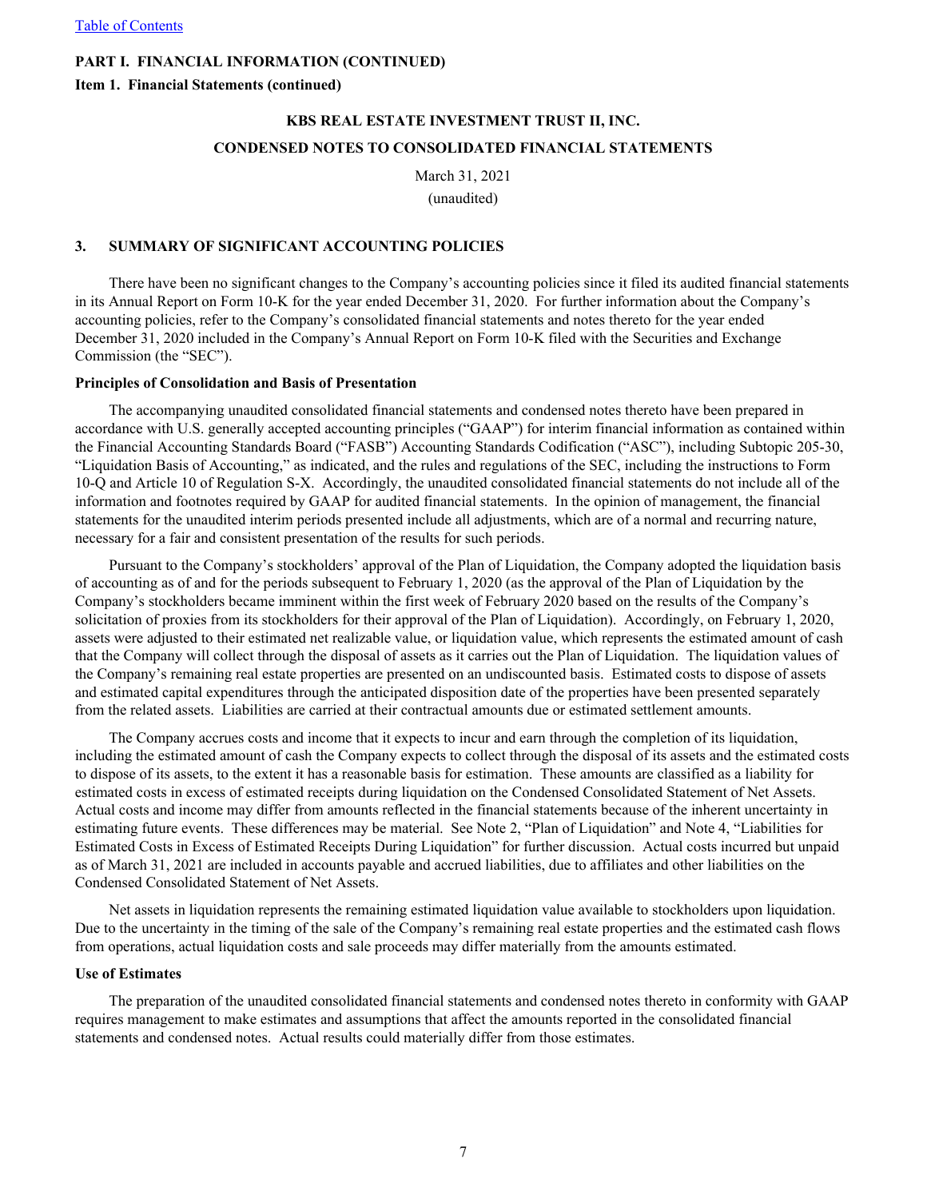**PART I. FINANCIAL INFORMATION (CONTINUED)**

**Item 1. Financial Statements (continued)**

**KBS REAL ESTATE INVESTMENT TRUST II, INC.**

**CONDENSED NOTES TO CONSOLIDATED FINANCIAL STATEMENTS**

March 31, 2021

(unaudited)

## 3. SUMMARY OF SIGNIFICANT ACCOUNTING POLICIES

There have been no significant changes to the Company's accounting policies since it filed its audited financial statements in its Annual Report on Form 10-K for the year ended December 31, 2020. For further information about the Company's accounting policies, refer to the Company's consolidated financial statements and notes thereto for the year ended December 31, 2020 included in the Company's Annual Report on Form 10-K filed with the Securities and Exchange Commission (the "SEC").

**Principles of Consolidation and Basis of Presentation**

The accompanying unaudited consolidated financial statements and condensed notes thereto have been prepared in accordance with U.S. generally accepted accounting principles ("GAAP") for interim financial information as contained within the Financial Accounting Standards Board ("FASB") Accounting Standards Codification ("ASC"), including Subtopic 205-30, "Liquidation Basis of Accounting," as indicated, and the rules and regulations of the SEC, including the instructions to Form 10-Q and Article 10 of Regulation S-X. Accordingly, the unaudited consolidated financial statements do not include all of the information and footnotes required by GAAP for audited financial statements. In the opinion of management, the financial statements for the unaudited interim periods presented include all adjustments, which are of a normal and recurring nature, necessary for a fair and consistent presentation of the results for such periods.

Pursuant to the Company's stockholders' approval of the Plan of Liquidation, the Company adopted the liquidation basis of accounting as of and for the periods subsequent to February 1, 2020 (as the approval of the Plan of Liquidation by the Company's stockholders became imminent within the first week of February 2020 based on the results of the Company's solicitation of proxies from its stockholders for their approval of the Plan of Liquidation). Accordingly, on February 1, 2020, assets were adjusted to their estimated net realizable value, or liquidation value, which represents the estimated amount of cash that the Company will collect through the disposal of assets as it carries out the Plan of Liquidation. The liquidation values of the Company's remaining real estate properties are presented on an undiscounted basis. Estimated costs to dispose of assets and estimated capital expenditures through the anticipated disposition date of the properties have been presented separately from the related assets. Liabilities are carried at their contractual amounts due or estimated settlement amounts.

The Company accrues costs and income that it expects to incur and earn through the completion of its liquidation, including the estimated amount of cash the Company expects to collect through the disposal of its assets and the estimated costs to dispose of its assets, to the extent it has a reasonable basis for estimation. These amounts are classified as a liability for estimated costs in excess of estimated receipts during liquidation on the Condensed Consolidated Statement of Net Assets. Actual costs and income may differ from amounts reflected in the financial statements because of the inherent uncertainty in estimating future events. These differences may be material. See Note 2, "Plan of Liquidation" and Note 4, "Liabilities for Estimated Costs in Excess of Estimated Receipts During Liquidation" for further discussion. Actual costs incurred but unpaid as of March 31, 2021 are included in accounts payable and accrued liabilities, due to affiliates and other liabilities on the Condensed Consolidated Statement of Net Assets.

Net assets in liquidation represents the remaining estimated liquidation value available to stockholders upon liquidation. Due to the uncertainty in the timing of the sale of the Company's remaining real estate properties and the estimated cash flows from operations, actual liquidation costs and sale proceeds may differ materially from the amounts estimated.

**Use of Estimates**

The preparation of the unaudited consolidated financial statements and condensed notes thereto in conformity with GAAP requires management to make estimates and assumptions that affect the amounts reported in the consolidated financial statements and condensed notes. Actual results could materially differ from those estimates.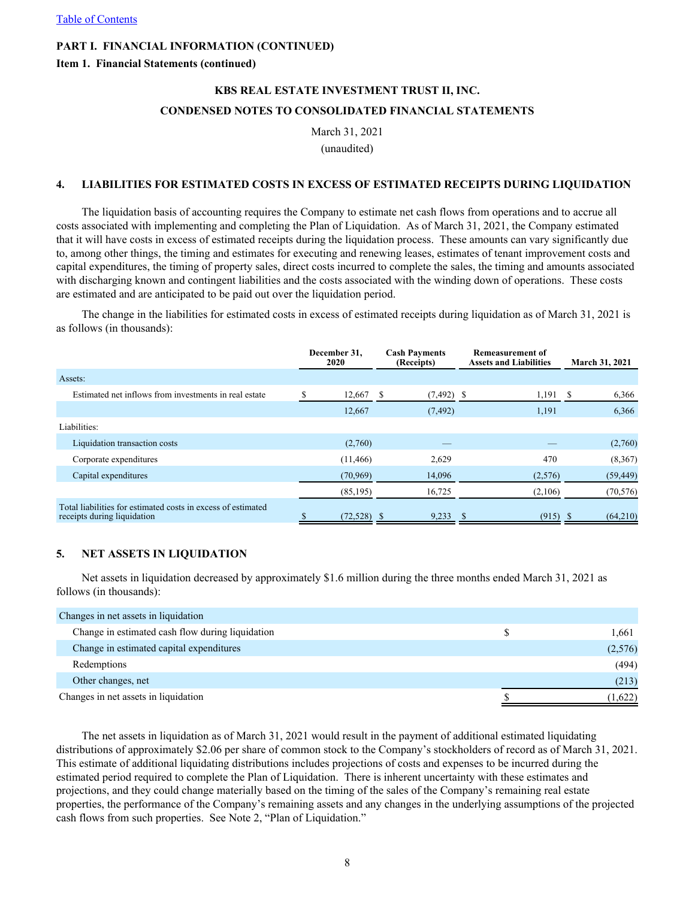Table of Contents

PART I. FINANCIAL INFORMATION (CONTINUED)

Item 1. Financial Statements (continued)

KBS REAL ESTATE INVESTMENT TRUST II, INC.

CONDENSED NOTES TO CONSOLIDATED FINANCIAL STATEMENTS

March 31, 2021

(unaudited)

## 4. LIABILITIES FOR ESTIMATED COSTS IN EXCESS OF ESTIMATED RECEIPTS DURING LIQUIDATION

The liquidation basis of accounting requires the Company to estimate net cash flows from operations and to accrue all costs associated with implementing and completing the Plan of Liquidation. As of March 31, 2021, the Company estimated that it will have costs in excess of estimated receipts during the liquidation process. These amounts can vary significantly due to, among other things, the timing and estimates for executing and renewing leases, estimates of tenant improvement costs and capital expenditures, the timing of property sales, direct costs incurred to complete the sales, the timing and amounts associated with discharging known and contingent liabilities and the costs associated with the winding down of operations. These costs are estimated and are anticipated to be paid out over the liquidation period.

The change in the liabilities for estimated costs in excess of estimated receipts during liquidation as of March 31, 2021 is as follows (in thousands):

| | December 31, 2020 | Cash Payments (Receipts) | Remeasurement of Assets and Liabilities | March 31, 2021 |
|---|---|---|---|---|
| Assets: | | | | |
| Estimated net inflows from investments in real estate | $ 12,667 | $ (7,492) | $ 1,191 | $ 6,366 |
| | 12,667 | (7,492) | 1,191 | 6,366 |
| Liabilities: | | | | |
| Liquidation transaction costs | (2,760) | — | — | (2,760) |
| Corporate expenditures | (11,466) | 2,629 | 470 | (8,367) |
| Capital expenditures | (70,969) | 14,096 | (2,576) | (59,449) |
| | (85,195) | 16,725 | (2,106) | (70,576) |
| Total liabilities for estimated costs in excess of estimated receipts during liquidation | $ (72,528) | $ 9,233 | $ (915) | $ (64,210) |

## 5. NET ASSETS IN LIQUIDATION

Net assets in liquidation decreased by approximately $1.6 million during the three months ended March 31, 2021 as follows (in thousands):

| Changes in net assets in liquidation | |
|---|---|
| Change in estimated cash flow during liquidation | $ 1,661 |
| Change in estimated capital expenditures | (2,576) |
| Redemptions | (494) |
| Other changes, net | (213) |
| Changes in net assets in liquidation | $ (1,622) |

The net assets in liquidation as of March 31, 2021 would result in the payment of additional estimated liquidating distributions of approximately $2.06 per share of common stock to the Company's stockholders of record as of March 31, 2021. This estimate of additional liquidating distributions includes projections of costs and expenses to be incurred during the estimated period required to complete the Plan of Liquidation. There is inherent uncertainty with these estimates and projections, and they could change materially based on the timing of the sales of the Company's remaining real estate properties, the performance of the Company's remaining assets and any changes in the underlying assumptions of the projected cash flows from such properties. See Note 2, "Plan of Liquidation."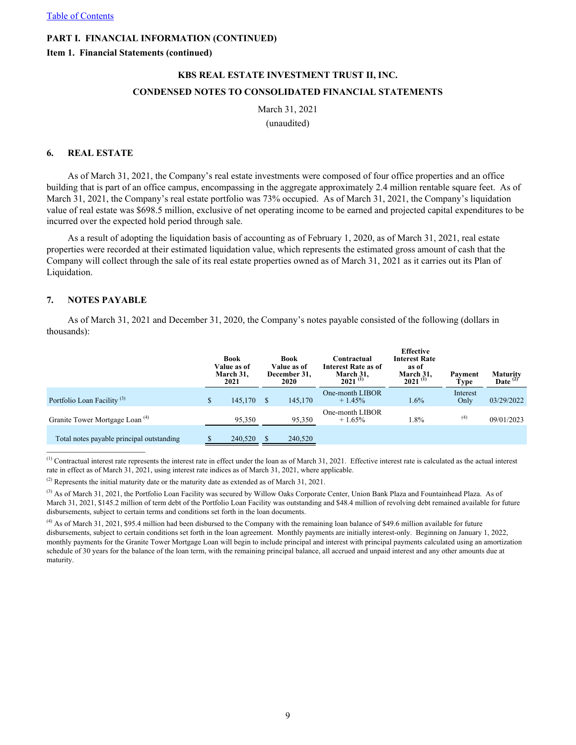[Table of Contents](#)

**PART I. FINANCIAL INFORMATION (CONTINUED)**

**Item 1. Financial Statements (continued)**

**KBS REAL ESTATE INVESTMENT TRUST II, INC.**

**CONDENSED NOTES TO CONSOLIDATED FINANCIAL STATEMENTS**

March 31, 2021

(unaudited)

## 6. REAL ESTATE

As of March 31, 2021, the Company's real estate investments were composed of four office properties and an office building that is part of an office campus, encompassing in the aggregate approximately 2.4 million rentable square feet. As of March 31, 2021, the Company's real estate portfolio was 73% occupied. As of March 31, 2021, the Company's liquidation value of real estate was $698.5 million, exclusive of net operating income to be earned and projected capital expenditures to be incurred over the expected hold period through sale.

As a result of adopting the liquidation basis of accounting as of February 1, 2020, as of March 31, 2021, real estate properties were recorded at their estimated liquidation value, which represents the estimated gross amount of cash that the Company will collect through the sale of its real estate properties owned as of March 31, 2021 as it carries out its Plan of Liquidation.

## 7. NOTES PAYABLE

As of March 31, 2021 and December 31, 2020, the Company's notes payable consisted of the following (dollars in thousands):

| | Book Value as of March 31, 2021 | Book Value as of December 31, 2020 | Contractual Interest Rate as of March 31, 2021 [1] | Effective Interest Rate as of March 31, 2021 [1] | Payment Type | Maturity Date [2] |
|---|---|---|---|---|---|---|
| Portfolio Loan Facility [3] | $ 145,170 | $ 145,170 | One-month LIBOR + 1.45% | 1.6% | Interest Only | 03/29/2022 |
| Granite Tower Mortgage Loan [4] | 95,350 | 95,350 | One-month LIBOR + 1.65% | 1.8% | [4] | 09/01/2023 |
| Total notes payable principal outstanding | $ 240,520 | $ 240,520 | | | | |

[1] Contractual interest rate represents the interest rate in effect under the loan as of March 31, 2021. Effective interest rate is calculated as the actual interest rate in effect as of March 31, 2021, using interest rate indices as of March 31, 2021, where applicable.

[2] Represents the initial maturity date or the maturity date as extended as of March 31, 2021.

[3] As of March 31, 2021, the Portfolio Loan Facility was secured by Willow Oaks Corporate Center, Union Bank Plaza and Fountainhead Plaza. As of March 31, 2021, $145.2 million of term debt of the Portfolio Loan Facility was outstanding and $48.4 million of revolving debt remained available for future disbursements, subject to certain terms and conditions set forth in the loan documents.

[4] As of March 31, 2021, $95.4 million had been disbursed to the Company with the remaining loan balance of $49.6 million available for future disbursements, subject to certain conditions set forth in the loan agreement. Monthly payments are initially interest-only. Beginning on January 1, 2022, monthly payments for the Granite Tower Mortgage Loan will begin to include principal and interest with principal payments calculated using an amortization schedule of 30 years for the balance of the loan term, with the remaining principal balance, all accrued and unpaid interest and any other amounts due at maturity.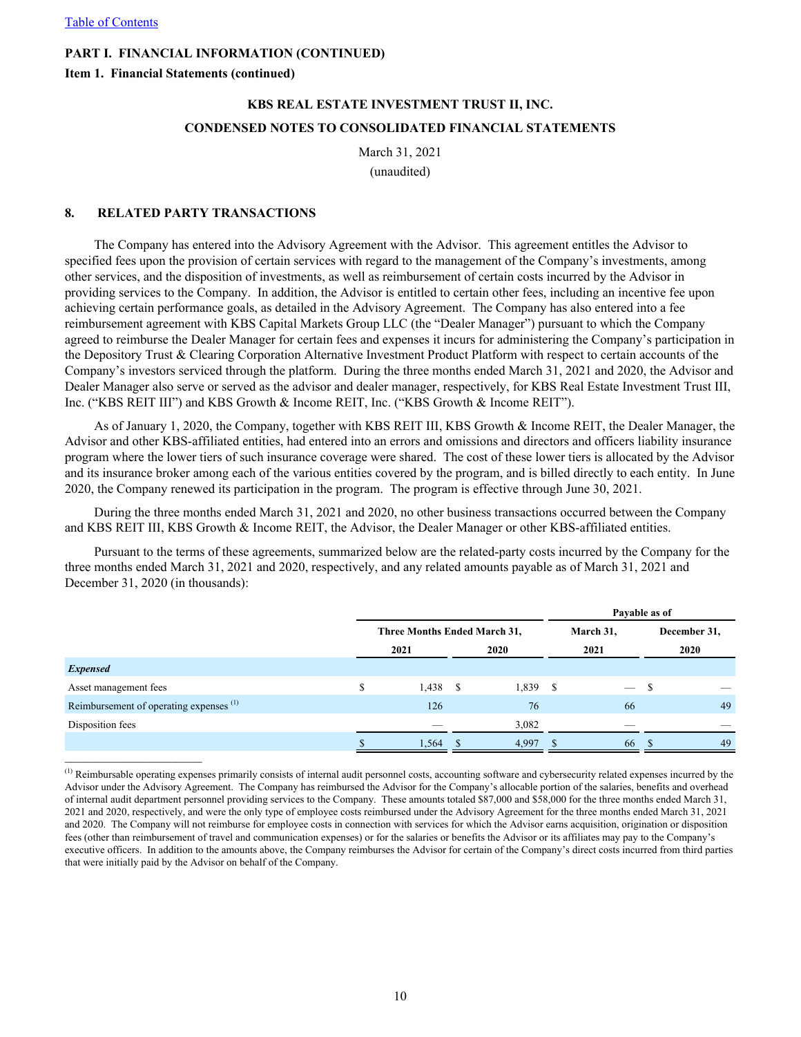Table of Contents

PART I. FINANCIAL INFORMATION (CONTINUED)

Item 1. Financial Statements (continued)

KBS REAL ESTATE INVESTMENT TRUST II, INC.

CONDENSED NOTES TO CONSOLIDATED FINANCIAL STATEMENTS

March 31, 2021

(unaudited)

## 8. RELATED PARTY TRANSACTIONS

The Company has entered into the Advisory Agreement with the Advisor. This agreement entitles the Advisor to specified fees upon the provision of certain services with regard to the management of the Company's investments, among other services, and the disposition of investments, as well as reimbursement of certain costs incurred by the Advisor in providing services to the Company. In addition, the Advisor is entitled to certain other fees, including an incentive fee upon achieving certain performance goals, as detailed in the Advisory Agreement. The Company has also entered into a fee reimbursement agreement with KBS Capital Markets Group LLC (the "Dealer Manager") pursuant to which the Company agreed to reimburse the Dealer Manager for certain fees and expenses it incurs for administering the Company's participation in the Depository Trust & Clearing Corporation Alternative Investment Product Platform with respect to certain accounts of the Company's investors serviced through the platform. During the three months ended March 31, 2021 and 2020, the Advisor and Dealer Manager also serve or served as the advisor and dealer manager, respectively, for KBS Real Estate Investment Trust III, Inc. ("KBS REIT III") and KBS Growth & Income REIT, Inc. ("KBS Growth & Income REIT").

As of January 1, 2020, the Company, together with KBS REIT III, KBS Growth & Income REIT, the Dealer Manager, the Advisor and other KBS-affiliated entities, had entered into an errors and omissions and directors and officers liability insurance program where the lower tiers of such insurance coverage were shared. The cost of these lower tiers is allocated by the Advisor and its insurance broker among each of the various entities covered by the program, and is billed directly to each entity. In June 2020, the Company renewed its participation in the program. The program is effective through June 30, 2021.

During the three months ended March 31, 2021 and 2020, no other business transactions occurred between the Company and KBS REIT III, KBS Growth & Income REIT, the Advisor, the Dealer Manager or other KBS-affiliated entities.

Pursuant to the terms of these agreements, summarized below are the related-party costs incurred by the Company for the three months ended March 31, 2021 and 2020, respectively, and any related amounts payable as of March 31, 2021 and December 31, 2020 (in thousands):

| | Three Months Ended March 31, | | Payable as of | |
|---|---|---|---|---|
| | 2021 | 2020 | March 31, 2021 | December 31, 2020 |
| ***Expensed*** | | | | |
| Asset management fees | $ 1,438 | $ 1,839 | $ — | $ — |
| Reimbursement of operating expenses [(1)] | 126 | 76 | 66 | 49 |
| Disposition fees | — | 3,082 | — | — |
| | $ 1,564 | $ 4,997 | $ 66 | $ 49 |

---

[(1)] Reimbursable operating expenses primarily consists of internal audit personnel costs, accounting software and cybersecurity related expenses incurred by the Advisor under the Advisory Agreement. The Company has reimbursed the Advisor for the Company's allocable portion of the salaries, benefits and overhead of internal audit department personnel providing services to the Company. These amounts totaled $87,000 and $58,000 for the three months ended March 31, 2021 and 2020, respectively, and were the only type of employee costs reimbursed under the Advisory Agreement for the three months ended March 31, 2021 and 2020. The Company will not reimburse for employee costs in connection with services for which the Advisor earns acquisition, origination or disposition fees (other than reimbursement of travel and communication expenses) or for the salaries or benefits the Advisor or its affiliates may pay to the Company's executive officers. In addition to the amounts above, the Company reimburses the Advisor for certain of the Company's direct costs incurred from third parties that were initially paid by the Advisor on behalf of the Company.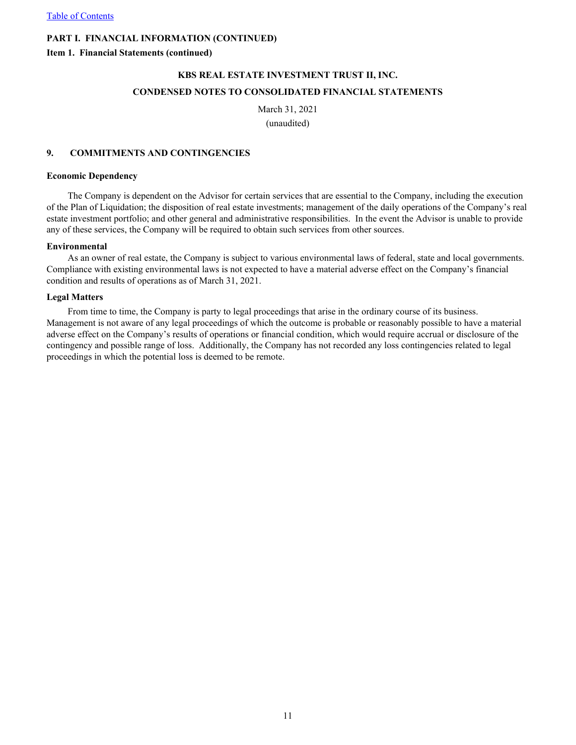**PART I. FINANCIAL INFORMATION (CONTINUED)**

**Item 1. Financial Statements (continued)**

**KBS REAL ESTATE INVESTMENT TRUST II, INC.**

**CONDENSED NOTES TO CONSOLIDATED FINANCIAL STATEMENTS**

March 31, 2021

(unaudited)

## 9. COMMITMENTS AND CONTINGENCIES

**Economic Dependency**

The Company is dependent on the Advisor for certain services that are essential to the Company, including the execution of the Plan of Liquidation; the disposition of real estate investments; management of the daily operations of the Company's real estate investment portfolio; and other general and administrative responsibilities. In the event the Advisor is unable to provide any of these services, the Company will be required to obtain such services from other sources.

**Environmental**

As an owner of real estate, the Company is subject to various environmental laws of federal, state and local governments. Compliance with existing environmental laws is not expected to have a material adverse effect on the Company's financial condition and results of operations as of March 31, 2021.

**Legal Matters**

From time to time, the Company is party to legal proceedings that arise in the ordinary course of its business. Management is not aware of any legal proceedings of which the outcome is probable or reasonably possible to have a material adverse effect on the Company's results of operations or financial condition, which would require accrual or disclosure of the contingency and possible range of loss. Additionally, the Company has not recorded any loss contingencies related to legal proceedings in which the potential loss is deemed to be remote.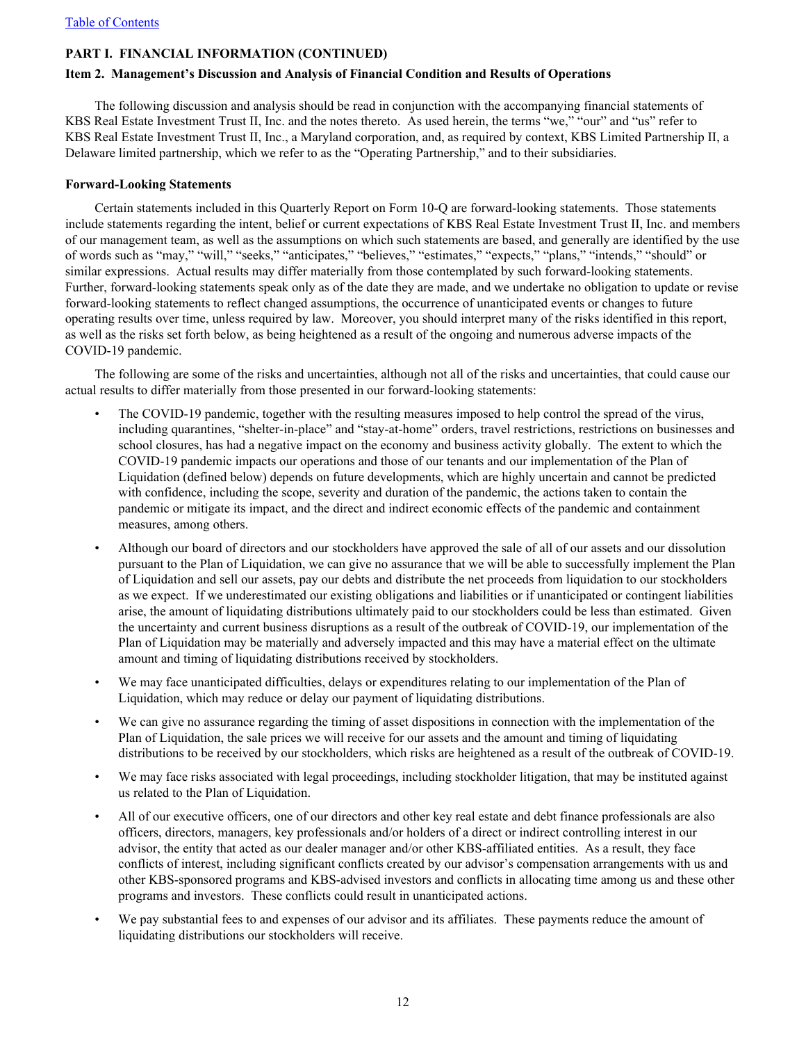**PART I. FINANCIAL INFORMATION (CONTINUED)**

**Item 2. Management's Discussion and Analysis of Financial Condition and Results of Operations**

The following discussion and analysis should be read in conjunction with the accompanying financial statements of KBS Real Estate Investment Trust II, Inc. and the notes thereto. As used herein, the terms "we," "our" and "us" refer to KBS Real Estate Investment Trust II, Inc., a Maryland corporation, and, as required by context, KBS Limited Partnership II, a Delaware limited partnership, which we refer to as the "Operating Partnership," and to their subsidiaries.

**Forward-Looking Statements**

Certain statements included in this Quarterly Report on Form 10-Q are forward-looking statements. Those statements include statements regarding the intent, belief or current expectations of KBS Real Estate Investment Trust II, Inc. and members of our management team, as well as the assumptions on which such statements are based, and generally are identified by the use of words such as "may," "will," "seeks," "anticipates," "believes," "estimates," "expects," "plans," "intends," "should" or similar expressions. Actual results may differ materially from those contemplated by such forward-looking statements. Further, forward-looking statements speak only as of the date they are made, and we undertake no obligation to update or revise forward-looking statements to reflect changed assumptions, the occurrence of unanticipated events or changes to future operating results over time, unless required by law. Moreover, you should interpret many of the risks identified in this report, as well as the risks set forth below, as being heightened as a result of the ongoing and numerous adverse impacts of the COVID-19 pandemic.

The following are some of the risks and uncertainties, although not all of the risks and uncertainties, that could cause our actual results to differ materially from those presented in our forward-looking statements:

- The COVID-19 pandemic, together with the resulting measures imposed to help control the spread of the virus, including quarantines, "shelter-in-place" and "stay-at-home" orders, travel restrictions, restrictions on businesses and school closures, has had a negative impact on the economy and business activity globally. The extent to which the COVID-19 pandemic impacts our operations and those of our tenants and our implementation of the Plan of Liquidation (defined below) depends on future developments, which are highly uncertain and cannot be predicted with confidence, including the scope, severity and duration of the pandemic, the actions taken to contain the pandemic or mitigate its impact, and the direct and indirect economic effects of the pandemic and containment measures, among others.
- Although our board of directors and our stockholders have approved the sale of all of our assets and our dissolution pursuant to the Plan of Liquidation, we can give no assurance that we will be able to successfully implement the Plan of Liquidation and sell our assets, pay our debts and distribute the net proceeds from liquidation to our stockholders as we expect. If we underestimated our existing obligations and liabilities or if unanticipated or contingent liabilities arise, the amount of liquidating distributions ultimately paid to our stockholders could be less than estimated. Given the uncertainty and current business disruptions as a result of the outbreak of COVID-19, our implementation of the Plan of Liquidation may be materially and adversely impacted and this may have a material effect on the ultimate amount and timing of liquidating distributions received by stockholders.
- We may face unanticipated difficulties, delays or expenditures relating to our implementation of the Plan of Liquidation, which may reduce or delay our payment of liquidating distributions.
- We can give no assurance regarding the timing of asset dispositions in connection with the implementation of the Plan of Liquidation, the sale prices we will receive for our assets and the amount and timing of liquidating distributions to be received by our stockholders, which risks are heightened as a result of the outbreak of COVID-19.
- We may face risks associated with legal proceedings, including stockholder litigation, that may be instituted against us related to the Plan of Liquidation.
- All of our executive officers, one of our directors and other key real estate and debt finance professionals are also officers, directors, managers, key professionals and/or holders of a direct or indirect controlling interest in our advisor, the entity that acted as our dealer manager and/or other KBS-affiliated entities. As a result, they face conflicts of interest, including significant conflicts created by our advisor's compensation arrangements with us and other KBS-sponsored programs and KBS-advised investors and conflicts in allocating time among us and these other programs and investors. These conflicts could result in unanticipated actions.
- We pay substantial fees to and expenses of our advisor and its affiliates. These payments reduce the amount of liquidating distributions our stockholders will receive.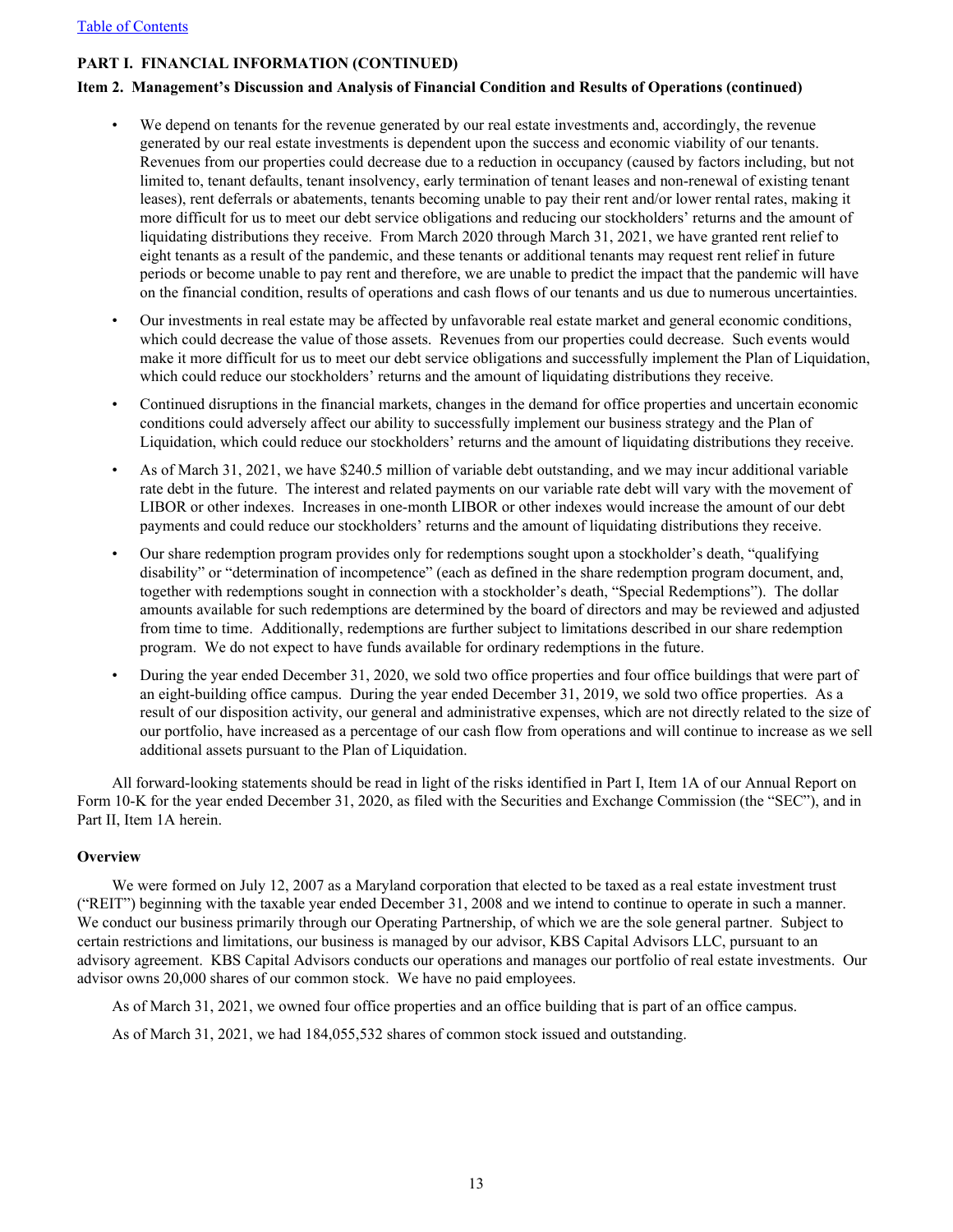## PART I. FINANCIAL INFORMATION (CONTINUED)

### Item 2. Management's Discussion and Analysis of Financial Condition and Results of Operations (continued)

- We depend on tenants for the revenue generated by our real estate investments and, accordingly, the revenue generated by our real estate investments is dependent upon the success and economic viability of our tenants. Revenues from our properties could decrease due to a reduction in occupancy (caused by factors including, but not limited to, tenant defaults, tenant insolvency, early termination of tenant leases and non-renewal of existing tenant leases), rent deferrals or abatements, tenants becoming unable to pay their rent and/or lower rental rates, making it more difficult for us to meet our debt service obligations and reducing our stockholders' returns and the amount of liquidating distributions they receive. From March 2020 through March 31, 2021, we have granted rent relief to eight tenants as a result of the pandemic, and these tenants or additional tenants may request rent relief in future periods or become unable to pay rent and therefore, we are unable to predict the impact that the pandemic will have on the financial condition, results of operations and cash flows of our tenants and us due to numerous uncertainties.
- Our investments in real estate may be affected by unfavorable real estate market and general economic conditions, which could decrease the value of those assets. Revenues from our properties could decrease. Such events would make it more difficult for us to meet our debt service obligations and successfully implement the Plan of Liquidation, which could reduce our stockholders' returns and the amount of liquidating distributions they receive.
- Continued disruptions in the financial markets, changes in the demand for office properties and uncertain economic conditions could adversely affect our ability to successfully implement our business strategy and the Plan of Liquidation, which could reduce our stockholders' returns and the amount of liquidating distributions they receive.
- As of March 31, 2021, we have $240.5 million of variable debt outstanding, and we may incur additional variable rate debt in the future. The interest and related payments on our variable rate debt will vary with the movement of LIBOR or other indexes. Increases in one-month LIBOR or other indexes would increase the amount of our debt payments and could reduce our stockholders' returns and the amount of liquidating distributions they receive.
- Our share redemption program provides only for redemptions sought upon a stockholder's death, "qualifying disability" or "determination of incompetence" (each as defined in the share redemption program document, and, together with redemptions sought in connection with a stockholder's death, "Special Redemptions"). The dollar amounts available for such redemptions are determined by the board of directors and may be reviewed and adjusted from time to time. Additionally, redemptions are further subject to limitations described in our share redemption program. We do not expect to have funds available for ordinary redemptions in the future.
- During the year ended December 31, 2020, we sold two office properties and four office buildings that were part of an eight-building office campus. During the year ended December 31, 2019, we sold two office properties. As a result of our disposition activity, our general and administrative expenses, which are not directly related to the size of our portfolio, have increased as a percentage of our cash flow from operations and will continue to increase as we sell additional assets pursuant to the Plan of Liquidation.

All forward-looking statements should be read in light of the risks identified in Part I, Item 1A of our Annual Report on Form 10-K for the year ended December 31, 2020, as filed with the Securities and Exchange Commission (the "SEC"), and in Part II, Item 1A herein.

### Overview

We were formed on July 12, 2007 as a Maryland corporation that elected to be taxed as a real estate investment trust ("REIT") beginning with the taxable year ended December 31, 2008 and we intend to continue to operate in such a manner. We conduct our business primarily through our Operating Partnership, of which we are the sole general partner. Subject to certain restrictions and limitations, our business is managed by our advisor, KBS Capital Advisors LLC, pursuant to an advisory agreement. KBS Capital Advisors conducts our operations and manages our portfolio of real estate investments. Our advisor owns 20,000 shares of our common stock. We have no paid employees.

As of March 31, 2021, we owned four office properties and an office building that is part of an office campus.

As of March 31, 2021, we had 184,055,532 shares of common stock issued and outstanding.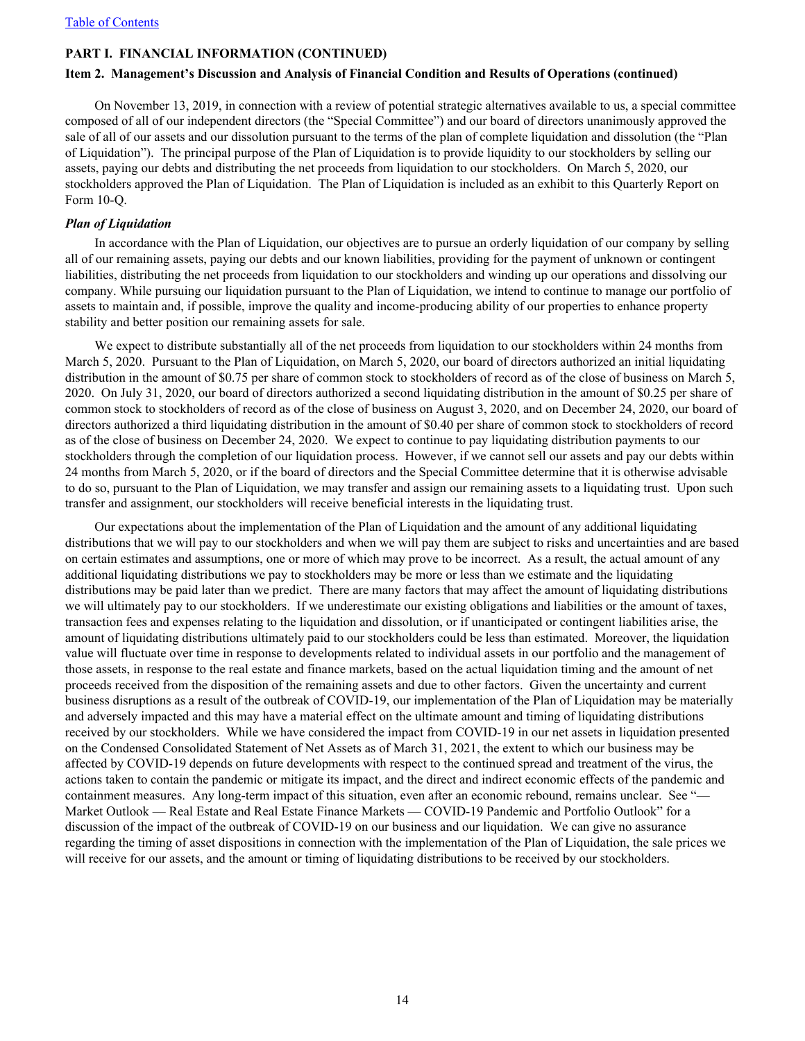## PART I. FINANCIAL INFORMATION (CONTINUED)

### Item 2. Management's Discussion and Analysis of Financial Condition and Results of Operations (continued)

On November 13, 2019, in connection with a review of potential strategic alternatives available to us, a special committee composed of all of our independent directors (the "Special Committee") and our board of directors unanimously approved the sale of all of our assets and our dissolution pursuant to the terms of the plan of complete liquidation and dissolution (the "Plan of Liquidation"). The principal purpose of the Plan of Liquidation is to provide liquidity to our stockholders by selling our assets, paying our debts and distributing the net proceeds from liquidation to our stockholders. On March 5, 2020, our stockholders approved the Plan of Liquidation. The Plan of Liquidation is included as an exhibit to this Quarterly Report on Form 10-Q.

***Plan of Liquidation***

In accordance with the Plan of Liquidation, our objectives are to pursue an orderly liquidation of our company by selling all of our remaining assets, paying our debts and our known liabilities, providing for the payment of unknown or contingent liabilities, distributing the net proceeds from liquidation to our stockholders and winding up our operations and dissolving our company. While pursuing our liquidation pursuant to the Plan of Liquidation, we intend to continue to manage our portfolio of assets to maintain and, if possible, improve the quality and income-producing ability of our properties to enhance property stability and better position our remaining assets for sale.

We expect to distribute substantially all of the net proceeds from liquidation to our stockholders within 24 months from March 5, 2020. Pursuant to the Plan of Liquidation, on March 5, 2020, our board of directors authorized an initial liquidating distribution in the amount of $0.75 per share of common stock to stockholders of record as of the close of business on March 5, 2020. On July 31, 2020, our board of directors authorized a second liquidating distribution in the amount of $0.25 per share of common stock to stockholders of record as of the close of business on August 3, 2020, and on December 24, 2020, our board of directors authorized a third liquidating distribution in the amount of $0.40 per share of common stock to stockholders of record as of the close of business on December 24, 2020. We expect to continue to pay liquidating distribution payments to our stockholders through the completion of our liquidation process. However, if we cannot sell our assets and pay our debts within 24 months from March 5, 2020, or if the board of directors and the Special Committee determine that it is otherwise advisable to do so, pursuant to the Plan of Liquidation, we may transfer and assign our remaining assets to a liquidating trust. Upon such transfer and assignment, our stockholders will receive beneficial interests in the liquidating trust.

Our expectations about the implementation of the Plan of Liquidation and the amount of any additional liquidating distributions that we will pay to our stockholders and when we will pay them are subject to risks and uncertainties and are based on certain estimates and assumptions, one or more of which may prove to be incorrect. As a result, the actual amount of any additional liquidating distributions we pay to stockholders may be more or less than we estimate and the liquidating distributions may be paid later than we predict. There are many factors that may affect the amount of liquidating distributions we will ultimately pay to our stockholders. If we underestimate our existing obligations and liabilities or the amount of taxes, transaction fees and expenses relating to the liquidation and dissolution, or if unanticipated or contingent liabilities arise, the amount of liquidating distributions ultimately paid to our stockholders could be less than estimated. Moreover, the liquidation value will fluctuate over time in response to developments related to individual assets in our portfolio and the management of those assets, in response to the real estate and finance markets, based on the actual liquidation timing and the amount of net proceeds received from the disposition of the remaining assets and due to other factors. Given the uncertainty and current business disruptions as a result of the outbreak of COVID-19, our implementation of the Plan of Liquidation may be materially and adversely impacted and this may have a material effect on the ultimate amount and timing of liquidating distributions received by our stockholders. While we have considered the impact from COVID-19 in our net assets in liquidation presented on the Condensed Consolidated Statement of Net Assets as of March 31, 2021, the extent to which our business may be affected by COVID-19 depends on future developments with respect to the continued spread and treatment of the virus, the actions taken to contain the pandemic or mitigate its impact, and the direct and indirect economic effects of the pandemic and containment measures. Any long-term impact of this situation, even after an economic rebound, remains unclear. See "— Market Outlook — Real Estate and Real Estate Finance Markets — COVID-19 Pandemic and Portfolio Outlook" for a discussion of the impact of the outbreak of COVID-19 on our business and our liquidation. We can give no assurance regarding the timing of asset dispositions in connection with the implementation of the Plan of Liquidation, the sale prices we will receive for our assets, and the amount or timing of liquidating distributions to be received by our stockholders.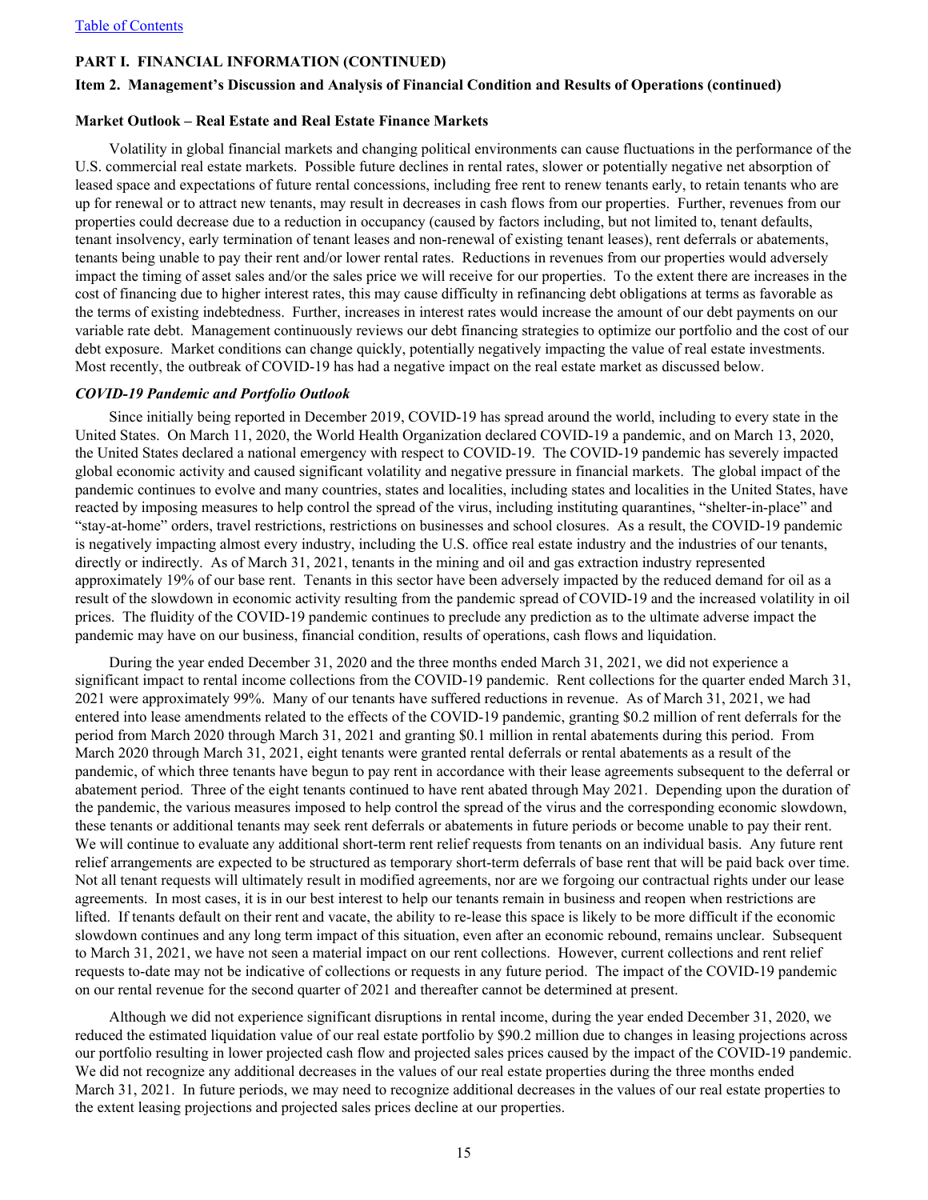**PART I. FINANCIAL INFORMATION (CONTINUED)**

**Item 2. Management's Discussion and Analysis of Financial Condition and Results of Operations (continued)**

**Market Outlook – Real Estate and Real Estate Finance Markets**

Volatility in global financial markets and changing political environments can cause fluctuations in the performance of the U.S. commercial real estate markets. Possible future declines in rental rates, slower or potentially negative net absorption of leased space and expectations of future rental concessions, including free rent to renew tenants early, to retain tenants who are up for renewal or to attract new tenants, may result in decreases in cash flows from our properties. Further, revenues from our properties could decrease due to a reduction in occupancy (caused by factors including, but not limited to, tenant defaults, tenant insolvency, early termination of tenant leases and non-renewal of existing tenant leases), rent deferrals or abatements, tenants being unable to pay their rent and/or lower rental rates. Reductions in revenues from our properties would adversely impact the timing of asset sales and/or the sales price we will receive for our properties. To the extent there are increases in the cost of financing due to higher interest rates, this may cause difficulty in refinancing debt obligations at terms as favorable as the terms of existing indebtedness. Further, increases in interest rates would increase the amount of our debt payments on our variable rate debt. Management continuously reviews our debt financing strategies to optimize our portfolio and the cost of our debt exposure. Market conditions can change quickly, potentially negatively impacting the value of real estate investments. Most recently, the outbreak of COVID-19 has had a negative impact on the real estate market as discussed below.

***COVID-19 Pandemic and Portfolio Outlook***

Since initially being reported in December 2019, COVID-19 has spread around the world, including to every state in the United States. On March 11, 2020, the World Health Organization declared COVID-19 a pandemic, and on March 13, 2020, the United States declared a national emergency with respect to COVID-19. The COVID-19 pandemic has severely impacted global economic activity and caused significant volatility and negative pressure in financial markets. The global impact of the pandemic continues to evolve and many countries, states and localities, including states and localities in the United States, have reacted by imposing measures to help control the spread of the virus, including instituting quarantines, "shelter-in-place" and "stay-at-home" orders, travel restrictions, restrictions on businesses and school closures. As a result, the COVID-19 pandemic is negatively impacting almost every industry, including the U.S. office real estate industry and the industries of our tenants, directly or indirectly. As of March 31, 2021, tenants in the mining and oil and gas extraction industry represented approximately 19% of our base rent. Tenants in this sector have been adversely impacted by the reduced demand for oil as a result of the slowdown in economic activity resulting from the pandemic spread of COVID-19 and the increased volatility in oil prices. The fluidity of the COVID-19 pandemic continues to preclude any prediction as to the ultimate adverse impact the pandemic may have on our business, financial condition, results of operations, cash flows and liquidation.

During the year ended December 31, 2020 and the three months ended March 31, 2021, we did not experience a significant impact to rental income collections from the COVID-19 pandemic. Rent collections for the quarter ended March 31, 2021 were approximately 99%. Many of our tenants have suffered reductions in revenue. As of March 31, 2021, we had entered into lease amendments related to the effects of the COVID-19 pandemic, granting $0.2 million of rent deferrals for the period from March 2020 through March 31, 2021 and granting $0.1 million in rental abatements during this period. From March 2020 through March 31, 2021, eight tenants were granted rental deferrals or rental abatements as a result of the pandemic, of which three tenants have begun to pay rent in accordance with their lease agreements subsequent to the deferral or abatement period. Three of the eight tenants continued to have rent abated through May 2021. Depending upon the duration of the pandemic, the various measures imposed to help control the spread of the virus and the corresponding economic slowdown, these tenants or additional tenants may seek rent deferrals or abatements in future periods or become unable to pay their rent. We will continue to evaluate any additional short-term rent relief requests from tenants on an individual basis. Any future rent relief arrangements are expected to be structured as temporary short-term deferrals of base rent that will be paid back over time. Not all tenant requests will ultimately result in modified agreements, nor are we forgoing our contractual rights under our lease agreements. In most cases, it is in our best interest to help our tenants remain in business and reopen when restrictions are lifted. If tenants default on their rent and vacate, the ability to re-lease this space is likely to be more difficult if the economic slowdown continues and any long term impact of this situation, even after an economic rebound, remains unclear. Subsequent to March 31, 2021, we have not seen a material impact on our rent collections. However, current collections and rent relief requests to-date may not be indicative of collections or requests in any future period. The impact of the COVID-19 pandemic on our rental revenue for the second quarter of 2021 and thereafter cannot be determined at present.

Although we did not experience significant disruptions in rental income, during the year ended December 31, 2020, we reduced the estimated liquidation value of our real estate portfolio by $90.2 million due to changes in leasing projections across our portfolio resulting in lower projected cash flow and projected sales prices caused by the impact of the COVID-19 pandemic. We did not recognize any additional decreases in the values of our real estate properties during the three months ended March 31, 2021. In future periods, we may need to recognize additional decreases in the values of our real estate properties to the extent leasing projections and projected sales prices decline at our properties.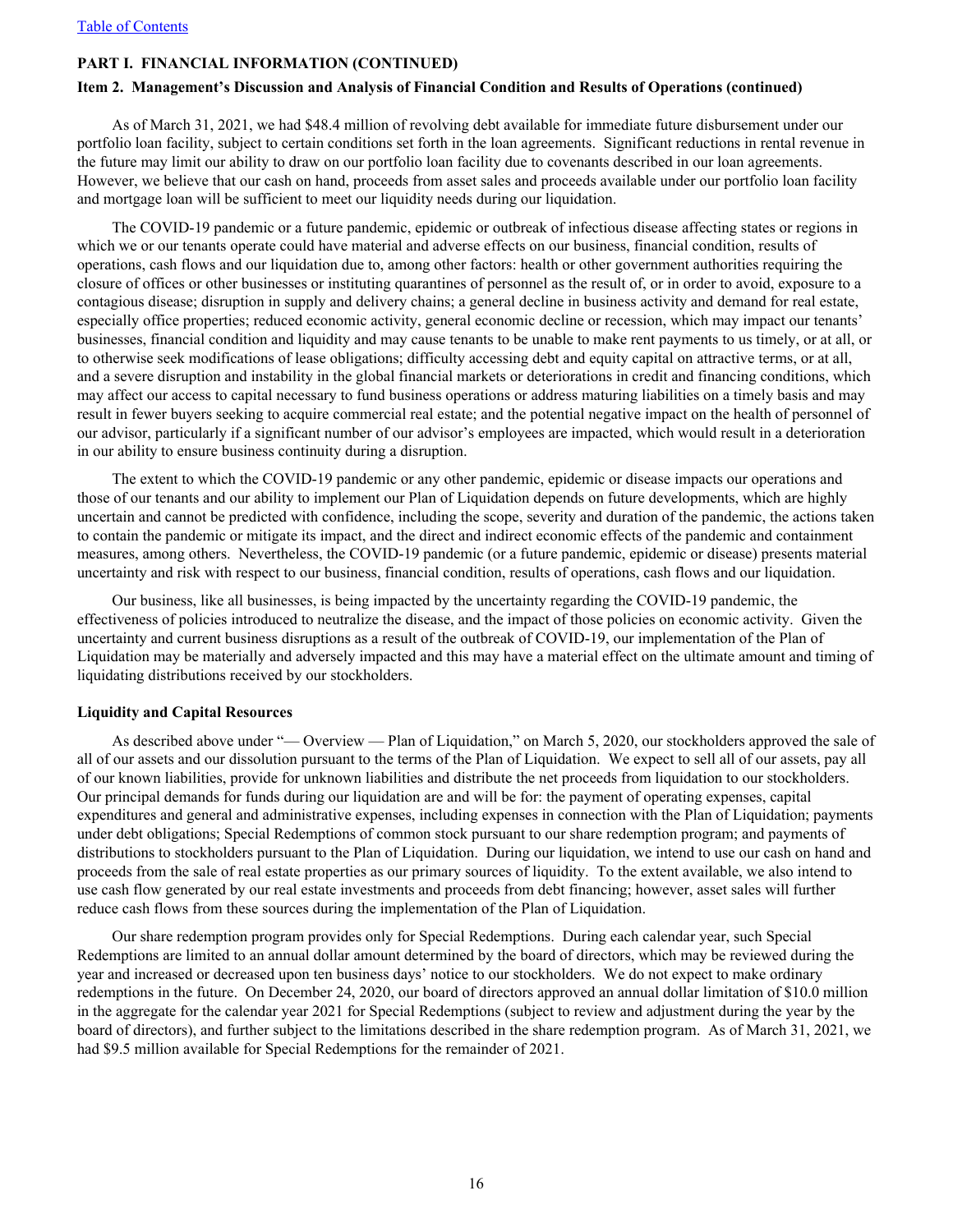**PART I. FINANCIAL INFORMATION (CONTINUED)**

**Item 2. Management's Discussion and Analysis of Financial Condition and Results of Operations (continued)**

As of March 31, 2021, we had $48.4 million of revolving debt available for immediate future disbursement under our portfolio loan facility, subject to certain conditions set forth in the loan agreements. Significant reductions in rental revenue in the future may limit our ability to draw on our portfolio loan facility due to covenants described in our loan agreements. However, we believe that our cash on hand, proceeds from asset sales and proceeds available under our portfolio loan facility and mortgage loan will be sufficient to meet our liquidity needs during our liquidation.

The COVID-19 pandemic or a future pandemic, epidemic or outbreak of infectious disease affecting states or regions in which we or our tenants operate could have material and adverse effects on our business, financial condition, results of operations, cash flows and our liquidation due to, among other factors: health or other government authorities requiring the closure of offices or other businesses or instituting quarantines of personnel as the result of, or in order to avoid, exposure to a contagious disease; disruption in supply and delivery chains; a general decline in business activity and demand for real estate, especially office properties; reduced economic activity, general economic decline or recession, which may impact our tenants' businesses, financial condition and liquidity and may cause tenants to be unable to make rent payments to us timely, or at all, or to otherwise seek modifications of lease obligations; difficulty accessing debt and equity capital on attractive terms, or at all, and a severe disruption and instability in the global financial markets or deteriorations in credit and financing conditions, which may affect our access to capital necessary to fund business operations or address maturing liabilities on a timely basis and may result in fewer buyers seeking to acquire commercial real estate; and the potential negative impact on the health of personnel of our advisor, particularly if a significant number of our advisor's employees are impacted, which would result in a deterioration in our ability to ensure business continuity during a disruption.

The extent to which the COVID-19 pandemic or any other pandemic, epidemic or disease impacts our operations and those of our tenants and our ability to implement our Plan of Liquidation depends on future developments, which are highly uncertain and cannot be predicted with confidence, including the scope, severity and duration of the pandemic, the actions taken to contain the pandemic or mitigate its impact, and the direct and indirect economic effects of the pandemic and containment measures, among others. Nevertheless, the COVID-19 pandemic (or a future pandemic, epidemic or disease) presents material uncertainty and risk with respect to our business, financial condition, results of operations, cash flows and our liquidation.

Our business, like all businesses, is being impacted by the uncertainty regarding the COVID-19 pandemic, the effectiveness of policies introduced to neutralize the disease, and the impact of those policies on economic activity. Given the uncertainty and current business disruptions as a result of the outbreak of COVID-19, our implementation of the Plan of Liquidation may be materially and adversely impacted and this may have a material effect on the ultimate amount and timing of liquidating distributions received by our stockholders.

**Liquidity and Capital Resources**

As described above under "— Overview — Plan of Liquidation," on March 5, 2020, our stockholders approved the sale of all of our assets and our dissolution pursuant to the terms of the Plan of Liquidation. We expect to sell all of our assets, pay all of our known liabilities, provide for unknown liabilities and distribute the net proceeds from liquidation to our stockholders. Our principal demands for funds during our liquidation are and will be for: the payment of operating expenses, capital expenditures and general and administrative expenses, including expenses in connection with the Plan of Liquidation; payments under debt obligations; Special Redemptions of common stock pursuant to our share redemption program; and payments of distributions to stockholders pursuant to the Plan of Liquidation. During our liquidation, we intend to use our cash on hand and proceeds from the sale of real estate properties as our primary sources of liquidity. To the extent available, we also intend to use cash flow generated by our real estate investments and proceeds from debt financing; however, asset sales will further reduce cash flows from these sources during the implementation of the Plan of Liquidation.

Our share redemption program provides only for Special Redemptions. During each calendar year, such Special Redemptions are limited to an annual dollar amount determined by the board of directors, which may be reviewed during the year and increased or decreased upon ten business days' notice to our stockholders. We do not expect to make ordinary redemptions in the future. On December 24, 2020, our board of directors approved an annual dollar limitation of $10.0 million in the aggregate for the calendar year 2021 for Special Redemptions (subject to review and adjustment during the year by the board of directors), and further subject to the limitations described in the share redemption program. As of March 31, 2021, we had $9.5 million available for Special Redemptions for the remainder of 2021.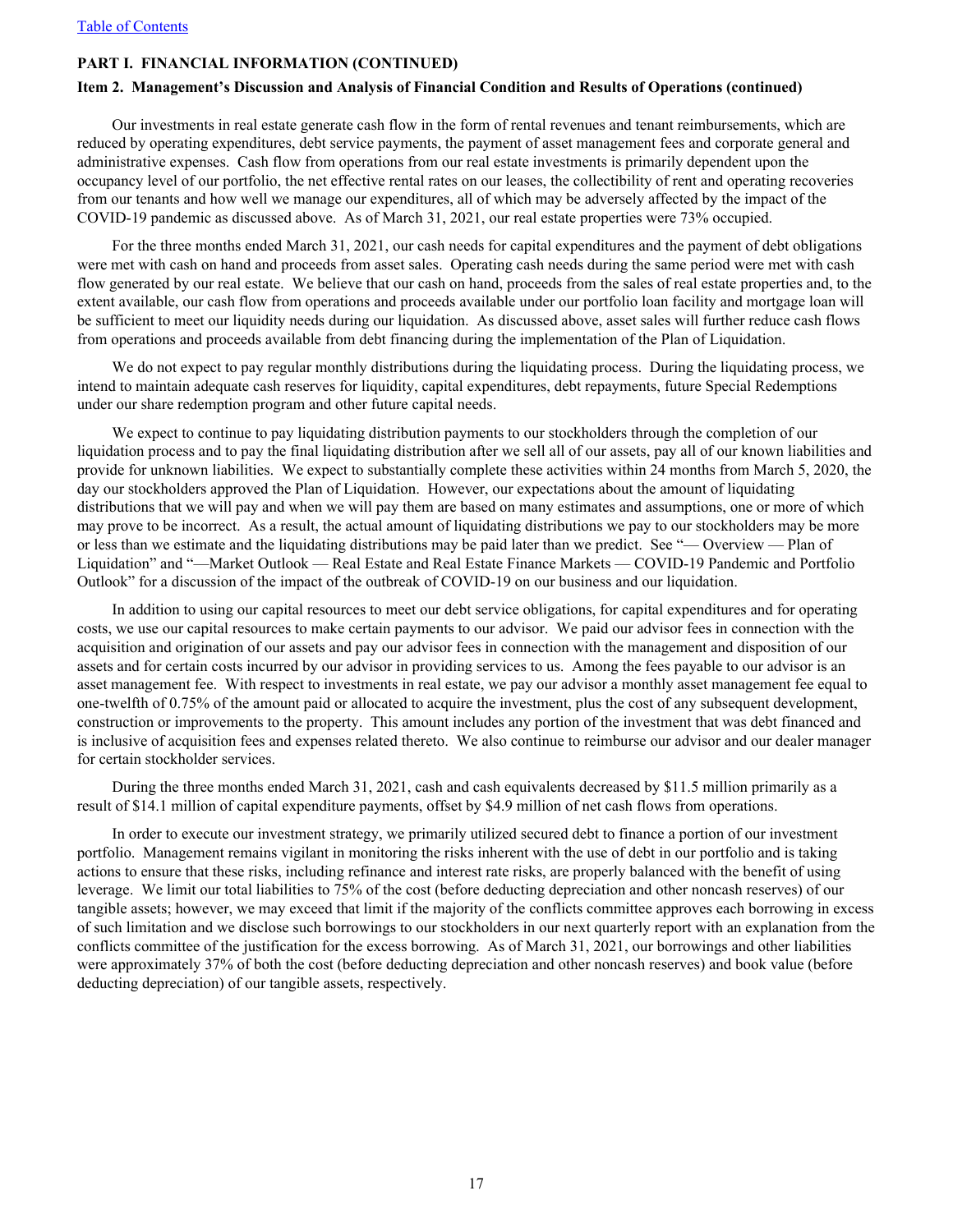**PART I. FINANCIAL INFORMATION (CONTINUED)**

**Item 2. Management's Discussion and Analysis of Financial Condition and Results of Operations (continued)**

Our investments in real estate generate cash flow in the form of rental revenues and tenant reimbursements, which are reduced by operating expenditures, debt service payments, the payment of asset management fees and corporate general and administrative expenses. Cash flow from operations from our real estate investments is primarily dependent upon the occupancy level of our portfolio, the net effective rental rates on our leases, the collectibility of rent and operating recoveries from our tenants and how well we manage our expenditures, all of which may be adversely affected by the impact of the COVID-19 pandemic as discussed above. As of March 31, 2021, our real estate properties were 73% occupied.

For the three months ended March 31, 2021, our cash needs for capital expenditures and the payment of debt obligations were met with cash on hand and proceeds from asset sales. Operating cash needs during the same period were met with cash flow generated by our real estate. We believe that our cash on hand, proceeds from the sales of real estate properties and, to the extent available, our cash flow from operations and proceeds available under our portfolio loan facility and mortgage loan will be sufficient to meet our liquidity needs during our liquidation. As discussed above, asset sales will further reduce cash flows from operations and proceeds available from debt financing during the implementation of the Plan of Liquidation.

We do not expect to pay regular monthly distributions during the liquidating process. During the liquidating process, we intend to maintain adequate cash reserves for liquidity, capital expenditures, debt repayments, future Special Redemptions under our share redemption program and other future capital needs.

We expect to continue to pay liquidating distribution payments to our stockholders through the completion of our liquidation process and to pay the final liquidating distribution after we sell all of our assets, pay all of our known liabilities and provide for unknown liabilities. We expect to substantially complete these activities within 24 months from March 5, 2020, the day our stockholders approved the Plan of Liquidation. However, our expectations about the amount of liquidating distributions that we will pay and when we will pay them are based on many estimates and assumptions, one or more of which may prove to be incorrect. As a result, the actual amount of liquidating distributions we pay to our stockholders may be more or less than we estimate and the liquidating distributions may be paid later than we predict. See "— Overview — Plan of Liquidation" and "—Market Outlook — Real Estate and Real Estate Finance Markets — COVID-19 Pandemic and Portfolio Outlook" for a discussion of the impact of the outbreak of COVID-19 on our business and our liquidation.

In addition to using our capital resources to meet our debt service obligations, for capital expenditures and for operating costs, we use our capital resources to make certain payments to our advisor. We paid our advisor fees in connection with the acquisition and origination of our assets and pay our advisor fees in connection with the management and disposition of our assets and for certain costs incurred by our advisor in providing services to us. Among the fees payable to our advisor is an asset management fee. With respect to investments in real estate, we pay our advisor a monthly asset management fee equal to one-twelfth of 0.75% of the amount paid or allocated to acquire the investment, plus the cost of any subsequent development, construction or improvements to the property. This amount includes any portion of the investment that was debt financed and is inclusive of acquisition fees and expenses related thereto. We also continue to reimburse our advisor and our dealer manager for certain stockholder services.

During the three months ended March 31, 2021, cash and cash equivalents decreased by $11.5 million primarily as a result of $14.1 million of capital expenditure payments, offset by $4.9 million of net cash flows from operations.

In order to execute our investment strategy, we primarily utilized secured debt to finance a portion of our investment portfolio. Management remains vigilant in monitoring the risks inherent with the use of debt in our portfolio and is taking actions to ensure that these risks, including refinance and interest rate risks, are properly balanced with the benefit of using leverage. We limit our total liabilities to 75% of the cost (before deducting depreciation and other noncash reserves) of our tangible assets; however, we may exceed that limit if the majority of the conflicts committee approves each borrowing in excess of such limitation and we disclose such borrowings to our stockholders in our next quarterly report with an explanation from the conflicts committee of the justification for the excess borrowing. As of March 31, 2021, our borrowings and other liabilities were approximately 37% of both the cost (before deducting depreciation and other noncash reserves) and book value (before deducting depreciation) of our tangible assets, respectively.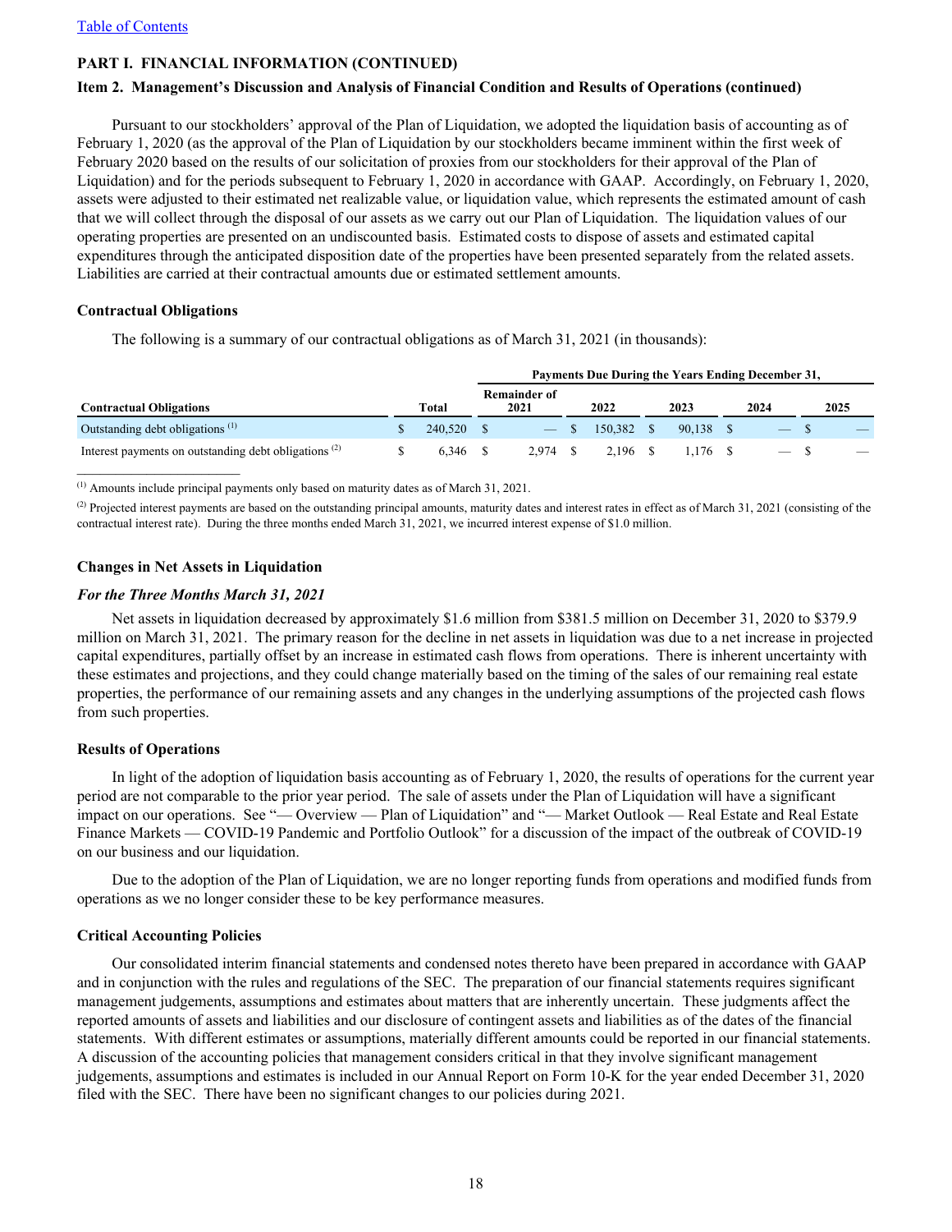[Table of Contents](#)

**PART I. FINANCIAL INFORMATION (CONTINUED)**

**Item 2. Management's Discussion and Analysis of Financial Condition and Results of Operations (continued)**

Pursuant to our stockholders' approval of the Plan of Liquidation, we adopted the liquidation basis of accounting as of February 1, 2020 (as the approval of the Plan of Liquidation by our stockholders became imminent within the first week of February 2020 based on the results of our solicitation of proxies from our stockholders for their approval of the Plan of Liquidation) and for the periods subsequent to February 1, 2020 in accordance with GAAP. Accordingly, on February 1, 2020, assets were adjusted to their estimated net realizable value, or liquidation value, which represents the estimated amount of cash that we will collect through the disposal of our assets as we carry out our Plan of Liquidation. The liquidation values of our operating properties are presented on an undiscounted basis. Estimated costs to dispose of assets and estimated capital expenditures through the anticipated disposition date of the properties have been presented separately from the related assets. Liabilities are carried at their contractual amounts due or estimated settlement amounts.

### Contractual Obligations

The following is a summary of our contractual obligations as of March 31, 2021 (in thousands):

| | | Payments Due During the Years Ending December 31, | | | | |
|---|---|---|---|---|---|---|
| **Contractual Obligations** | **Total** | **Remainder of 2021** | **2022** | **2023** | **2024** | **2025** |
| Outstanding debt obligations [1] | $ 240,520 | $ — | $ 150,382 | $ 90,138 | $ — | $ — |
| Interest payments on outstanding debt obligations [2] | $ 6,346 | $ 2,974 | $ 2,196 | $ 1,176 | $ — | $ — |

[1] Amounts include principal payments only based on maturity dates as of March 31, 2021.

[2] Projected interest payments are based on the outstanding principal amounts, maturity dates and interest rates in effect as of March 31, 2021 (consisting of the contractual interest rate). During the three months ended March 31, 2021, we incurred interest expense of $1.0 million.

### Changes in Net Assets in Liquidation

***For the Three Months March 31, 2021***

Net assets in liquidation decreased by approximately $1.6 million from $381.5 million on December 31, 2020 to $379.9 million on March 31, 2021. The primary reason for the decline in net assets in liquidation was due to a net increase in projected capital expenditures, partially offset by an increase in estimated cash flows from operations. There is inherent uncertainty with these estimates and projections, and they could change materially based on the timing of the sales of our remaining real estate properties, the performance of our remaining assets and any changes in the underlying assumptions of the projected cash flows from such properties.

### Results of Operations

In light of the adoption of liquidation basis accounting as of February 1, 2020, the results of operations for the current year period are not comparable to the prior year period. The sale of assets under the Plan of Liquidation will have a significant impact on our operations. See "— Overview — Plan of Liquidation" and "— Market Outlook — Real Estate and Real Estate Finance Markets — COVID-19 Pandemic and Portfolio Outlook" for a discussion of the impact of the outbreak of COVID-19 on our business and our liquidation.

Due to the adoption of the Plan of Liquidation, we are no longer reporting funds from operations and modified funds from operations as we no longer consider these to be key performance measures.

### Critical Accounting Policies

Our consolidated interim financial statements and condensed notes thereto have been prepared in accordance with GAAP and in conjunction with the rules and regulations of the SEC. The preparation of our financial statements requires significant management judgements, assumptions and estimates about matters that are inherently uncertain. These judgments affect the reported amounts of assets and liabilities and our disclosure of contingent assets and liabilities as of the dates of the financial statements. With different estimates or assumptions, materially different amounts could be reported in our financial statements. A discussion of the accounting policies that management considers critical in that they involve significant management judgements, assumptions and estimates is included in our Annual Report on Form 10-K for the year ended December 31, 2020 filed with the SEC. There have been no significant changes to our policies during 2021.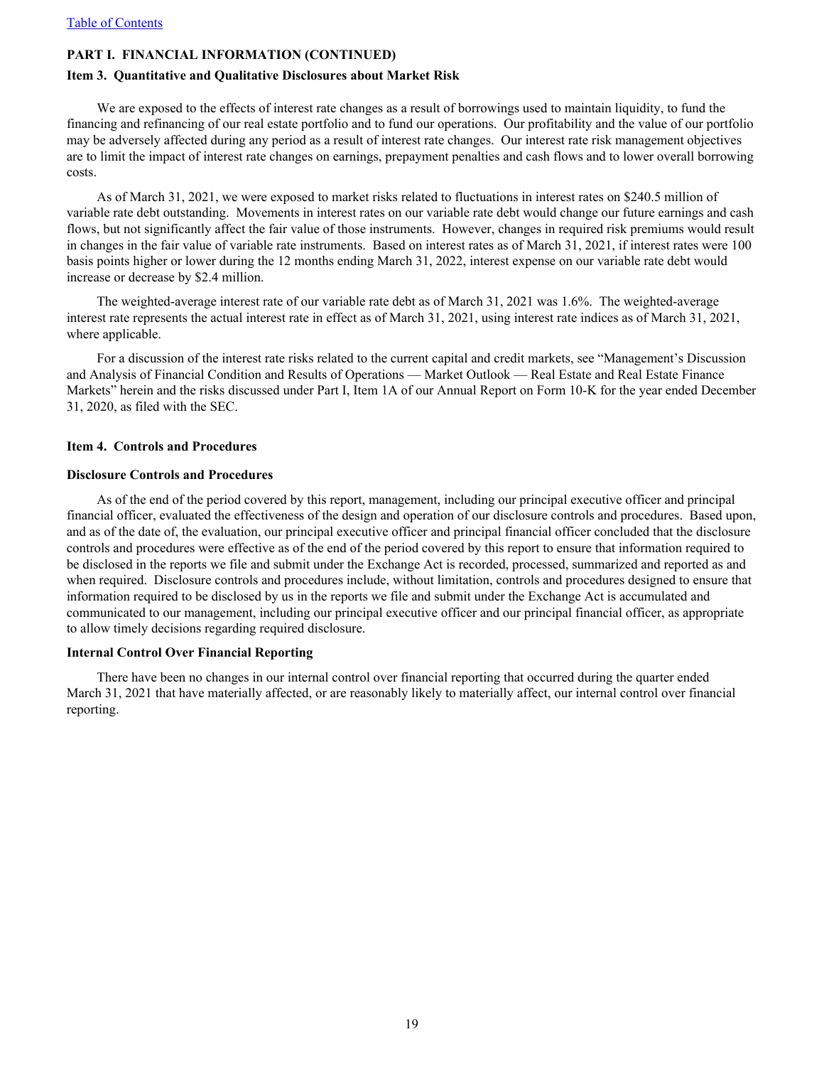## PART I. FINANCIAL INFORMATION (CONTINUED)

### Item 3. Quantitative and Qualitative Disclosures about Market Risk

We are exposed to the effects of interest rate changes as a result of borrowings used to maintain liquidity, to fund the financing and refinancing of our real estate portfolio and to fund our operations. Our profitability and the value of our portfolio may be adversely affected during any period as a result of interest rate changes. Our interest rate risk management objectives are to limit the impact of interest rate changes on earnings, prepayment penalties and cash flows and to lower overall borrowing costs.

As of March 31, 2021, we were exposed to market risks related to fluctuations in interest rates on $240.5 million of variable rate debt outstanding. Movements in interest rates on our variable rate debt would change our future earnings and cash flows, but not significantly affect the fair value of those instruments. However, changes in required risk premiums would result in changes in the fair value of variable rate instruments. Based on interest rates as of March 31, 2021, if interest rates were 100 basis points higher or lower during the 12 months ending March 31, 2022, interest expense on our variable rate debt would increase or decrease by $2.4 million.

The weighted-average interest rate of our variable rate debt as of March 31, 2021 was 1.6%. The weighted-average interest rate represents the actual interest rate in effect as of March 31, 2021, using interest rate indices as of March 31, 2021, where applicable.

For a discussion of the interest rate risks related to the current capital and credit markets, see "Management's Discussion and Analysis of Financial Condition and Results of Operations — Market Outlook — Real Estate and Real Estate Finance Markets" herein and the risks discussed under Part I, Item 1A of our Annual Report on Form 10-K for the year ended December 31, 2020, as filed with the SEC.

### Item 4. Controls and Procedures

**Disclosure Controls and Procedures**

As of the end of the period covered by this report, management, including our principal executive officer and principal financial officer, evaluated the effectiveness of the design and operation of our disclosure controls and procedures. Based upon, and as of the date of, the evaluation, our principal executive officer and principal financial officer concluded that the disclosure controls and procedures were effective as of the end of the period covered by this report to ensure that information required to be disclosed in the reports we file and submit under the Exchange Act is recorded, processed, summarized and reported as and when required. Disclosure controls and procedures include, without limitation, controls and procedures designed to ensure that information required to be disclosed by us in the reports we file and submit under the Exchange Act is accumulated and communicated to our management, including our principal executive officer and our principal financial officer, as appropriate to allow timely decisions regarding required disclosure.

**Internal Control Over Financial Reporting**

There have been no changes in our internal control over financial reporting that occurred during the quarter ended March 31, 2021 that have materially affected, or are reasonably likely to materially affect, our internal control over financial reporting.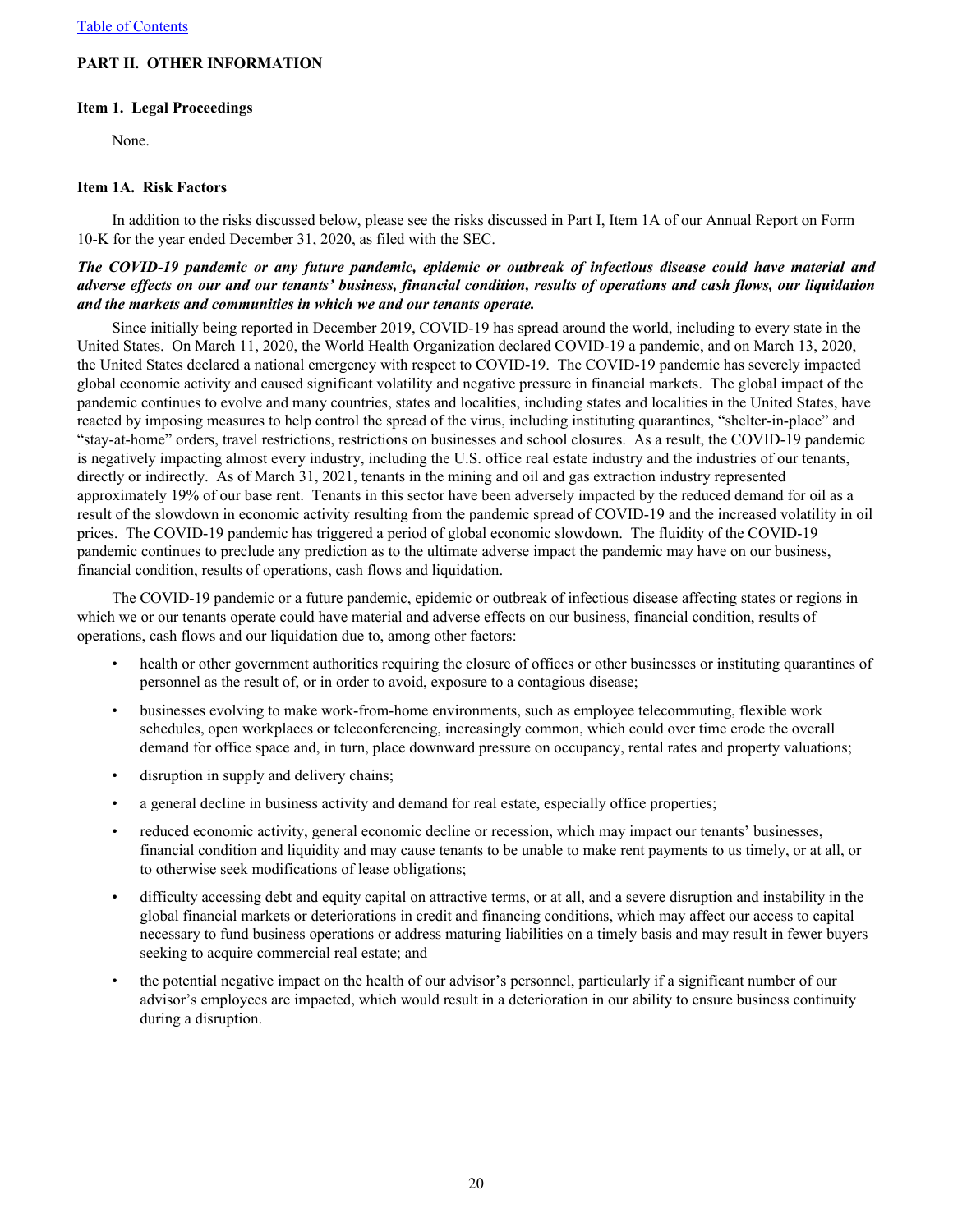## PART II. OTHER INFORMATION

### Item 1. Legal Proceedings

None.

### Item 1A. Risk Factors

In addition to the risks discussed below, please see the risks discussed in Part I, Item 1A of our Annual Report on Form 10-K for the year ended December 31, 2020, as filed with the SEC.

***The COVID-19 pandemic or any future pandemic, epidemic or outbreak of infectious disease could have material and adverse effects on our and our tenants' business, financial condition, results of operations and cash flows, our liquidation and the markets and communities in which we and our tenants operate.***

Since initially being reported in December 2019, COVID-19 has spread around the world, including to every state in the United States. On March 11, 2020, the World Health Organization declared COVID-19 a pandemic, and on March 13, 2020, the United States declared a national emergency with respect to COVID-19. The COVID-19 pandemic has severely impacted global economic activity and caused significant volatility and negative pressure in financial markets. The global impact of the pandemic continues to evolve and many countries, states and localities, including states and localities in the United States, have reacted by imposing measures to help control the spread of the virus, including instituting quarantines, "shelter-in-place" and "stay-at-home" orders, travel restrictions, restrictions on businesses and school closures. As a result, the COVID-19 pandemic is negatively impacting almost every industry, including the U.S. office real estate industry and the industries of our tenants, directly or indirectly. As of March 31, 2021, tenants in the mining and oil and gas extraction industry represented approximately 19% of our base rent. Tenants in this sector have been adversely impacted by the reduced demand for oil as a result of the slowdown in economic activity resulting from the pandemic spread of COVID-19 and the increased volatility in oil prices. The COVID-19 pandemic has triggered a period of global economic slowdown. The fluidity of the COVID-19 pandemic continues to preclude any prediction as to the ultimate adverse impact the pandemic may have on our business, financial condition, results of operations, cash flows and liquidation.

The COVID-19 pandemic or a future pandemic, epidemic or outbreak of infectious disease affecting states or regions in which we or our tenants operate could have material and adverse effects on our business, financial condition, results of operations, cash flows and our liquidation due to, among other factors:

- health or other government authorities requiring the closure of offices or other businesses or instituting quarantines of personnel as the result of, or in order to avoid, exposure to a contagious disease;
- businesses evolving to make work-from-home environments, such as employee telecommuting, flexible work schedules, open workplaces or teleconferencing, increasingly common, which could over time erode the overall demand for office space and, in turn, place downward pressure on occupancy, rental rates and property valuations;
- disruption in supply and delivery chains;
- a general decline in business activity and demand for real estate, especially office properties;
- reduced economic activity, general economic decline or recession, which may impact our tenants' businesses, financial condition and liquidity and may cause tenants to be unable to make rent payments to us timely, or at all, or to otherwise seek modifications of lease obligations;
- difficulty accessing debt and equity capital on attractive terms, or at all, and a severe disruption and instability in the global financial markets or deteriorations in credit and financing conditions, which may affect our access to capital necessary to fund business operations or address maturing liabilities on a timely basis and may result in fewer buyers seeking to acquire commercial real estate; and
- the potential negative impact on the health of our advisor's personnel, particularly if a significant number of our advisor's employees are impacted, which would result in a deterioration in our ability to ensure business continuity during a disruption.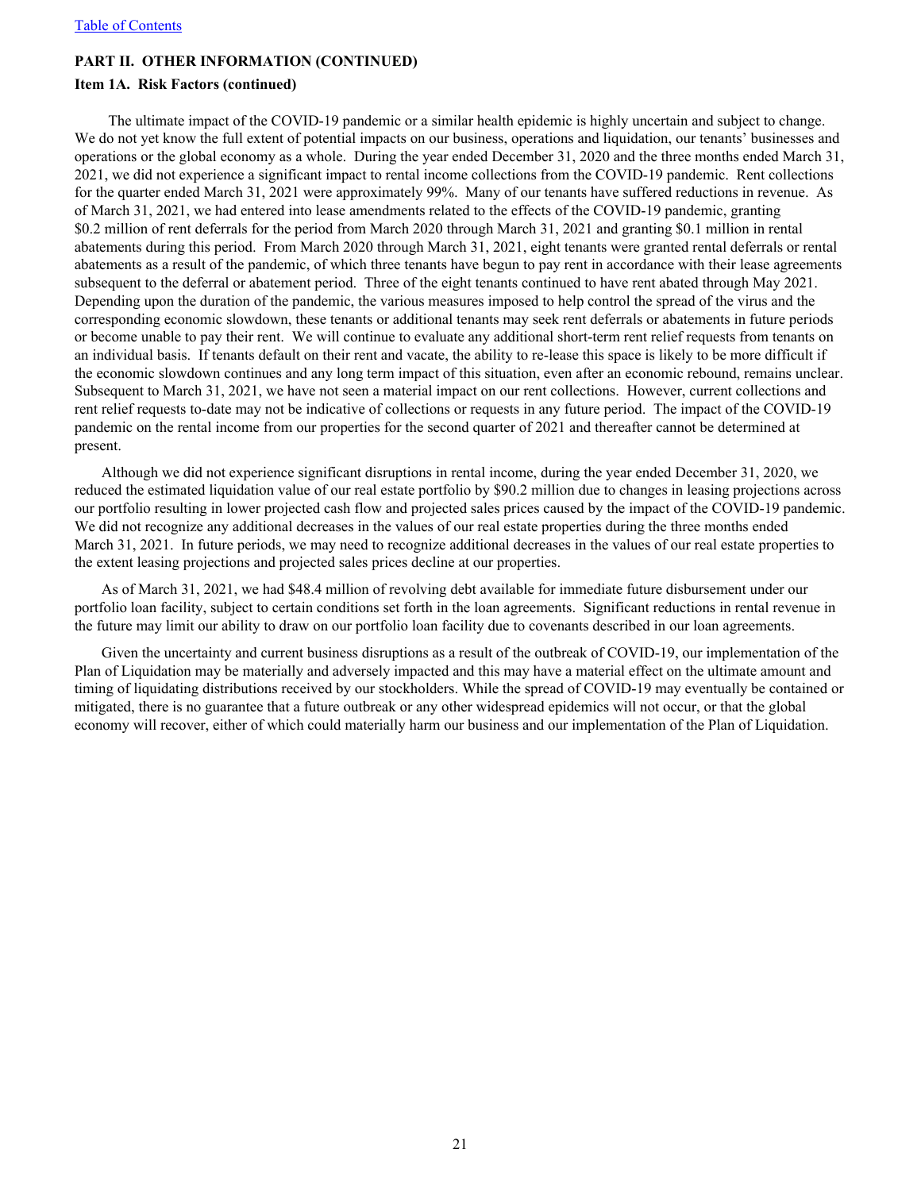## PART II. OTHER INFORMATION (CONTINUED)

### Item 1A. Risk Factors (continued)

The ultimate impact of the COVID-19 pandemic or a similar health epidemic is highly uncertain and subject to change. We do not yet know the full extent of potential impacts on our business, operations and liquidation, our tenants' businesses and operations or the global economy as a whole. During the year ended December 31, 2020 and the three months ended March 31, 2021, we did not experience a significant impact to rental income collections from the COVID-19 pandemic. Rent collections for the quarter ended March 31, 2021 were approximately 99%. Many of our tenants have suffered reductions in revenue. As of March 31, 2021, we had entered into lease amendments related to the effects of the COVID-19 pandemic, granting $0.2 million of rent deferrals for the period from March 2020 through March 31, 2021 and granting $0.1 million in rental abatements during this period. From March 2020 through March 31, 2021, eight tenants were granted rental deferrals or rental abatements as a result of the pandemic, of which three tenants have begun to pay rent in accordance with their lease agreements subsequent to the deferral or abatement period. Three of the eight tenants continued to have rent abated through May 2021. Depending upon the duration of the pandemic, the various measures imposed to help control the spread of the virus and the corresponding economic slowdown, these tenants or additional tenants may seek rent deferrals or abatements in future periods or become unable to pay their rent. We will continue to evaluate any additional short-term rent relief requests from tenants on an individual basis. If tenants default on their rent and vacate, the ability to re-lease this space is likely to be more difficult if the economic slowdown continues and any long term impact of this situation, even after an economic rebound, remains unclear. Subsequent to March 31, 2021, we have not seen a material impact on our rent collections. However, current collections and rent relief requests to-date may not be indicative of collections or requests in any future period. The impact of the COVID-19 pandemic on the rental income from our properties for the second quarter of 2021 and thereafter cannot be determined at present.

Although we did not experience significant disruptions in rental income, during the year ended December 31, 2020, we reduced the estimated liquidation value of our real estate portfolio by $90.2 million due to changes in leasing projections across our portfolio resulting in lower projected cash flow and projected sales prices caused by the impact of the COVID-19 pandemic. We did not recognize any additional decreases in the values of our real estate properties during the three months ended March 31, 2021. In future periods, we may need to recognize additional decreases in the values of our real estate properties to the extent leasing projections and projected sales prices decline at our properties.

As of March 31, 2021, we had $48.4 million of revolving debt available for immediate future disbursement under our portfolio loan facility, subject to certain conditions set forth in the loan agreements. Significant reductions in rental revenue in the future may limit our ability to draw on our portfolio loan facility due to covenants described in our loan agreements.

Given the uncertainty and current business disruptions as a result of the outbreak of COVID-19, our implementation of the Plan of Liquidation may be materially and adversely impacted and this may have a material effect on the ultimate amount and timing of liquidating distributions received by our stockholders. While the spread of COVID-19 may eventually be contained or mitigated, there is no guarantee that a future outbreak or any other widespread epidemics will not occur, or that the global economy will recover, either of which could materially harm our business and our implementation of the Plan of Liquidation.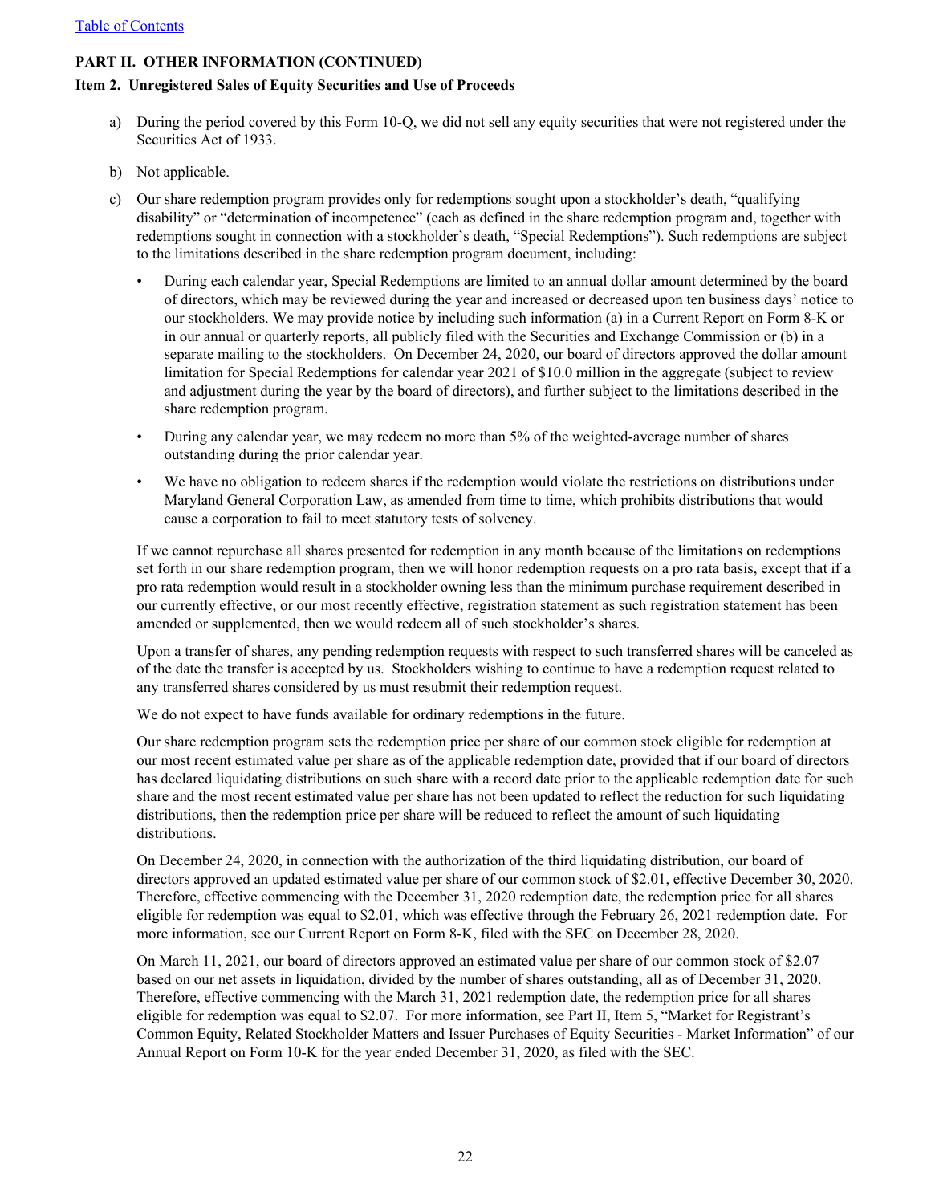[Table of Contents](#)

**PART II. OTHER INFORMATION (CONTINUED)**

**Item 2. Unregistered Sales of Equity Securities and Use of Proceeds**

a) During the period covered by this Form 10-Q, we did not sell any equity securities that were not registered under the Securities Act of 1933.

b) Not applicable.

c) Our share redemption program provides only for redemptions sought upon a stockholder's death, "qualifying disability" or "determination of incompetence" (each as defined in the share redemption program and, together with redemptions sought in connection with a stockholder's death, "Special Redemptions"). Such redemptions are subject to the limitations described in the share redemption program document, including:

- During each calendar year, Special Redemptions are limited to an annual dollar amount determined by the board of directors, which may be reviewed during the year and increased or decreased upon ten business days' notice to our stockholders. We may provide notice by including such information (a) in a Current Report on Form 8-K or in our annual or quarterly reports, all publicly filed with the Securities and Exchange Commission or (b) in a separate mailing to the stockholders. On December 24, 2020, our board of directors approved the dollar amount limitation for Special Redemptions for calendar year 2021 of $10.0 million in the aggregate (subject to review and adjustment during the year by the board of directors), and further subject to the limitations described in the share redemption program.
- During any calendar year, we may redeem no more than 5% of the weighted-average number of shares outstanding during the prior calendar year.
- We have no obligation to redeem shares if the redemption would violate the restrictions on distributions under Maryland General Corporation Law, as amended from time to time, which prohibits distributions that would cause a corporation to fail to meet statutory tests of solvency.

If we cannot repurchase all shares presented for redemption in any month because of the limitations on redemptions set forth in our share redemption program, then we will honor redemption requests on a pro rata basis, except that if a pro rata redemption would result in a stockholder owning less than the minimum purchase requirement described in our currently effective, or our most recently effective, registration statement as such registration statement has been amended or supplemented, then we would redeem all of such stockholder's shares.

Upon a transfer of shares, any pending redemption requests with respect to such transferred shares will be canceled as of the date the transfer is accepted by us. Stockholders wishing to continue to have a redemption request related to any transferred shares considered by us must resubmit their redemption request.

We do not expect to have funds available for ordinary redemptions in the future.

Our share redemption program sets the redemption price per share of our common stock eligible for redemption at our most recent estimated value per share as of the applicable redemption date, provided that if our board of directors has declared liquidating distributions on such share with a record date prior to the applicable redemption date for such share and the most recent estimated value per share has not been updated to reflect the reduction for such liquidating distributions, then the redemption price per share will be reduced to reflect the amount of such liquidating distributions.

On December 24, 2020, in connection with the authorization of the third liquidating distribution, our board of directors approved an updated estimated value per share of our common stock of $2.01, effective December 30, 2020. Therefore, effective commencing with the December 31, 2020 redemption date, the redemption price for all shares eligible for redemption was equal to $2.01, which was effective through the February 26, 2021 redemption date. For more information, see our Current Report on Form 8-K, filed with the SEC on December 28, 2020.

On March 11, 2021, our board of directors approved an estimated value per share of our common stock of $2.07 based on our net assets in liquidation, divided by the number of shares outstanding, all as of December 31, 2020. Therefore, effective commencing with the March 31, 2021 redemption date, the redemption price for all shares eligible for redemption was equal to $2.07. For more information, see Part II, Item 5, "Market for Registrant's Common Equity, Related Stockholder Matters and Issuer Purchases of Equity Securities - Market Information" of our Annual Report on Form 10-K for the year ended December 31, 2020, as filed with the SEC.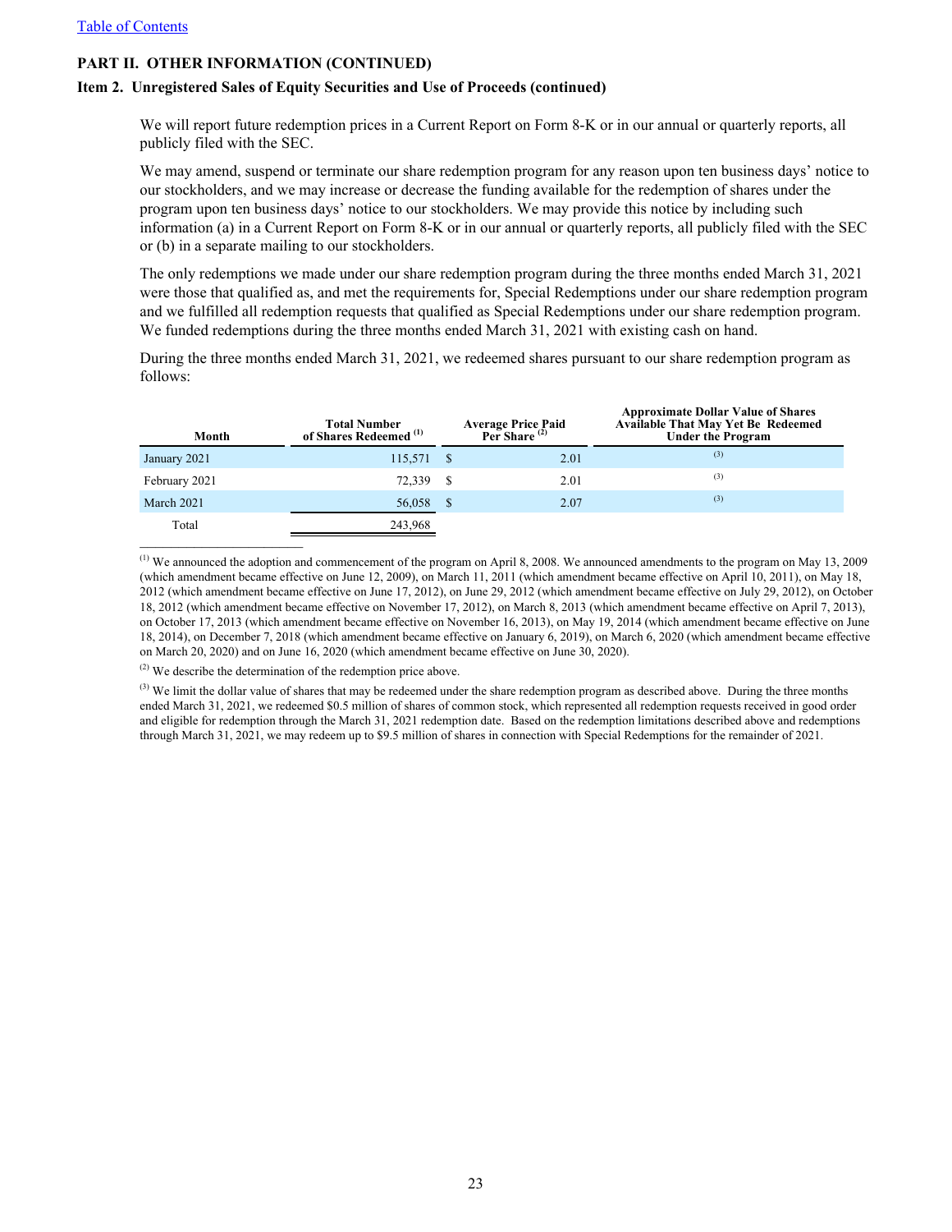## PART II. OTHER INFORMATION (CONTINUED)

### Item 2. Unregistered Sales of Equity Securities and Use of Proceeds (continued)

We will report future redemption prices in a Current Report on Form 8-K or in our annual or quarterly reports, all publicly filed with the SEC.

We may amend, suspend or terminate our share redemption program for any reason upon ten business days' notice to our stockholders, and we may increase or decrease the funding available for the redemption of shares under the program upon ten business days' notice to our stockholders. We may provide this notice by including such information (a) in a Current Report on Form 8-K or in our annual or quarterly reports, all publicly filed with the SEC or (b) in a separate mailing to our stockholders.

The only redemptions we made under our share redemption program during the three months ended March 31, 2021 were those that qualified as, and met the requirements for, Special Redemptions under our share redemption program and we fulfilled all redemption requests that qualified as Special Redemptions under our share redemption program. We funded redemptions during the three months ended March 31, 2021 with existing cash on hand.

During the three months ended March 31, 2021, we redeemed shares pursuant to our share redemption program as follows:

| Month | Total Number of Shares Redeemed [(1)] | Average Price Paid Per Share [(2)] | Approximate Dollar Value of Shares Available That May Yet Be Redeemed Under the Program |
|---|---|---|---|
| January 2021 | 115,571 | $ 2.01 | [(3)] |
| February 2021 | 72,339 | $ 2.01 | [(3)] |
| March 2021 | 56,058 | $ 2.07 | [(3)] |
| Total | 243,968 | | |

[(1)] We announced the adoption and commencement of the program on April 8, 2008. We announced amendments to the program on May 13, 2009 (which amendment became effective on June 12, 2009), on March 11, 2011 (which amendment became effective on April 10, 2011), on May 18, 2012 (which amendment became effective on June 17, 2012), on June 29, 2012 (which amendment became effective on July 29, 2012), on October 18, 2012 (which amendment became effective on November 17, 2012), on March 8, 2013 (which amendment became effective on April 7, 2013), on October 17, 2013 (which amendment became effective on November 16, 2013), on May 19, 2014 (which amendment became effective on June 18, 2014), on December 7, 2018 (which amendment became effective on January 6, 2019), on March 6, 2020 (which amendment became effective on March 20, 2020) and on June 16, 2020 (which amendment became effective on June 30, 2020).

[(2)] We describe the determination of the redemption price above.

[(3)] We limit the dollar value of shares that may be redeemed under the share redemption program as described above. During the three months ended March 31, 2021, we redeemed $0.5 million of shares of common stock, which represented all redemption requests received in good order and eligible for redemption through the March 31, 2021 redemption date. Based on the redemption limitations described above and redemptions through March 31, 2021, we may redeem up to $9.5 million of shares in connection with Special Redemptions for the remainder of 2021.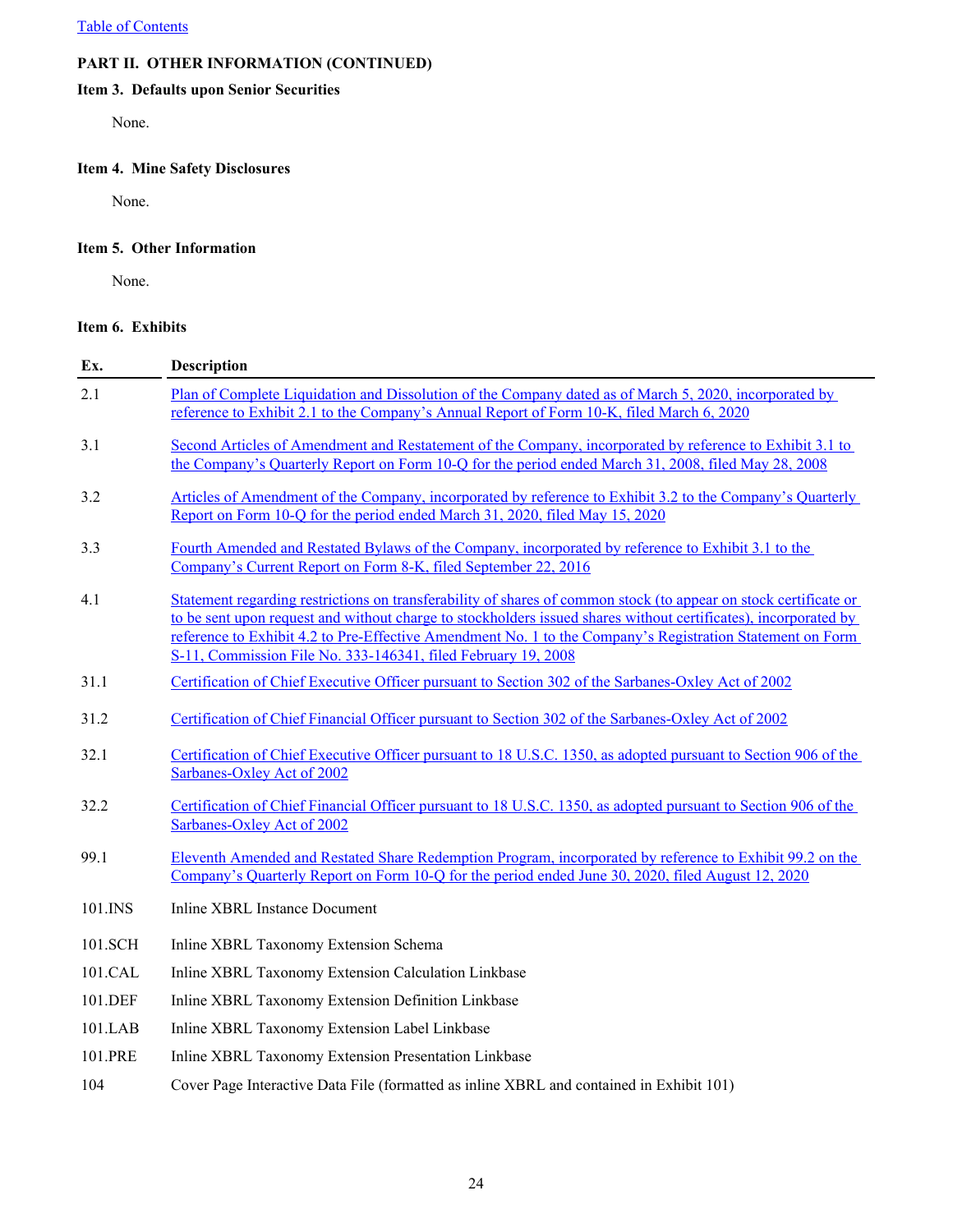[Table of Contents](#)

## PART II. OTHER INFORMATION (CONTINUED)

### Item 3. Defaults upon Senior Securities

None.

### Item 4. Mine Safety Disclosures

None.

### Item 5. Other Information

None.

### Item 6. Exhibits

| Ex. | Description |
|---|---|
| 2.1 | Plan of Complete Liquidation and Dissolution of the Company dated as of March 5, 2020, incorporated by reference to Exhibit 2.1 to the Company's Annual Report of Form 10-K, filed March 6, 2020 |
| 3.1 | Second Articles of Amendment and Restatement of the Company, incorporated by reference to Exhibit 3.1 to the Company's Quarterly Report on Form 10-Q for the period ended March 31, 2008, filed May 28, 2008 |
| 3.2 | Articles of Amendment of the Company, incorporated by reference to Exhibit 3.2 to the Company's Quarterly Report on Form 10-Q for the period ended March 31, 2020, filed May 15, 2020 |
| 3.3 | Fourth Amended and Restated Bylaws of the Company, incorporated by reference to Exhibit 3.1 to the Company's Current Report on Form 8-K, filed September 22, 2016 |
| 4.1 | Statement regarding restrictions on transferability of shares of common stock (to appear on stock certificate or to be sent upon request and without charge to stockholders issued shares without certificates), incorporated by reference to Exhibit 4.2 to Pre-Effective Amendment No. 1 to the Company's Registration Statement on Form S-11, Commission File No. 333-146341, filed February 19, 2008 |
| 31.1 | Certification of Chief Executive Officer pursuant to Section 302 of the Sarbanes-Oxley Act of 2002 |
| 31.2 | Certification of Chief Financial Officer pursuant to Section 302 of the Sarbanes-Oxley Act of 2002 |
| 32.1 | Certification of Chief Executive Officer pursuant to 18 U.S.C. 1350, as adopted pursuant to Section 906 of the Sarbanes-Oxley Act of 2002 |
| 32.2 | Certification of Chief Financial Officer pursuant to 18 U.S.C. 1350, as adopted pursuant to Section 906 of the Sarbanes-Oxley Act of 2002 |
| 99.1 | Eleventh Amended and Restated Share Redemption Program, incorporated by reference to Exhibit 99.2 on the Company's Quarterly Report on Form 10-Q for the period ended June 30, 2020, filed August 12, 2020 |
| 101.INS | Inline XBRL Instance Document |
| 101.SCH | Inline XBRL Taxonomy Extension Schema |
| 101.CAL | Inline XBRL Taxonomy Extension Calculation Linkbase |
| 101.DEF | Inline XBRL Taxonomy Extension Definition Linkbase |
| 101.LAB | Inline XBRL Taxonomy Extension Label Linkbase |
| 101.PRE | Inline XBRL Taxonomy Extension Presentation Linkbase |
| 104 | Cover Page Interactive Data File (formatted as inline XBRL and contained in Exhibit 101) |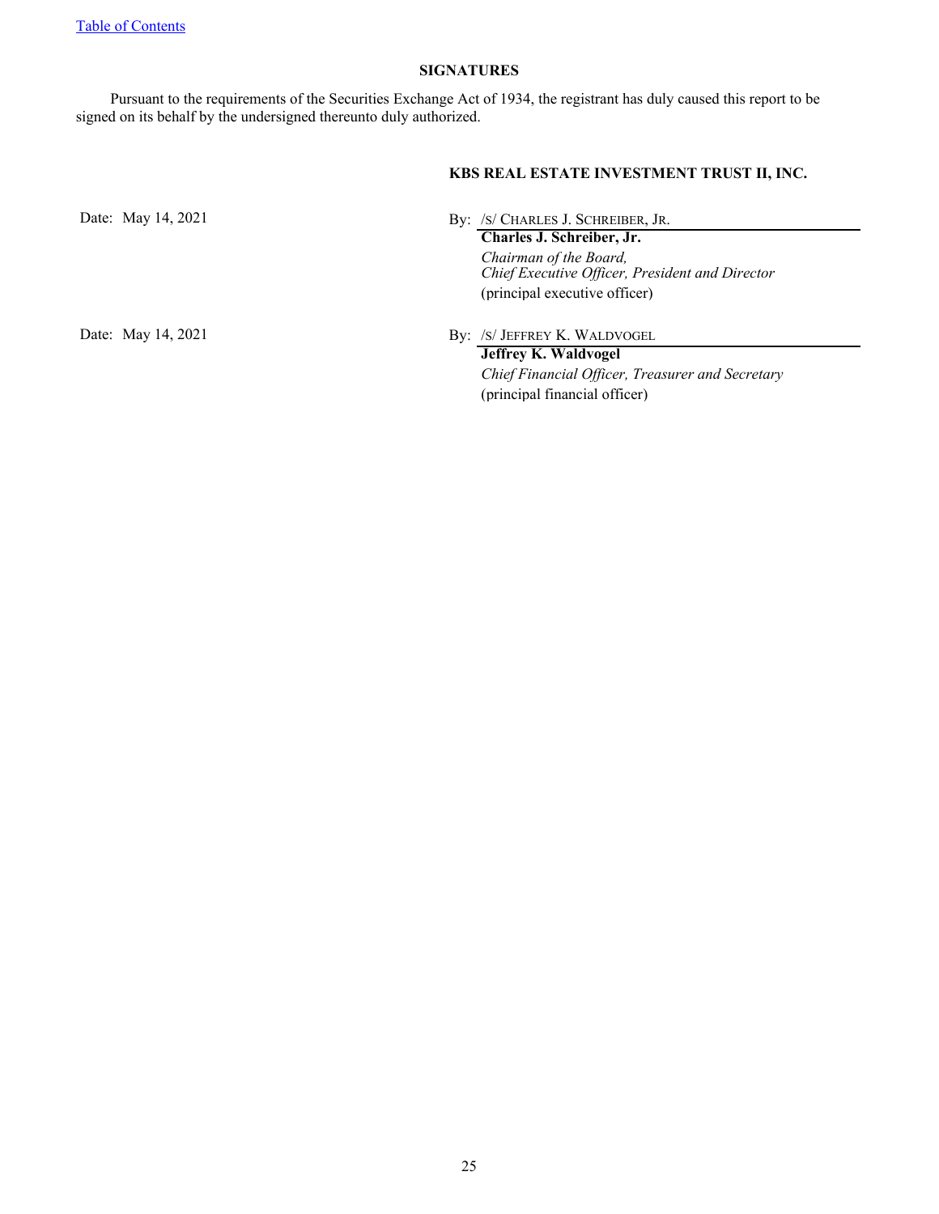## SIGNATURES

Pursuant to the requirements of the Securities Exchange Act of 1934, the registrant has duly caused this report to be signed on its behalf by the undersigned thereunto duly authorized.

**KBS REAL ESTATE INVESTMENT TRUST II, INC.**

| | |
|---|---|
| Date: May 14, 2021 | By: /S/ CHARLES J. SCHREIBER, JR. |
| | **Charles J. Schreiber, Jr.** |
| | *Chairman of the Board,* |
| | *Chief Executive Officer, President and Director* |
| | (principal executive officer) |
| Date: May 14, 2021 | By: /S/ JEFFREY K. WALDVOGEL |
| | **Jeffrey K. Waldvogel** |
| | *Chief Financial Officer, Treasurer and Secretary* |
| | (principal financial officer) |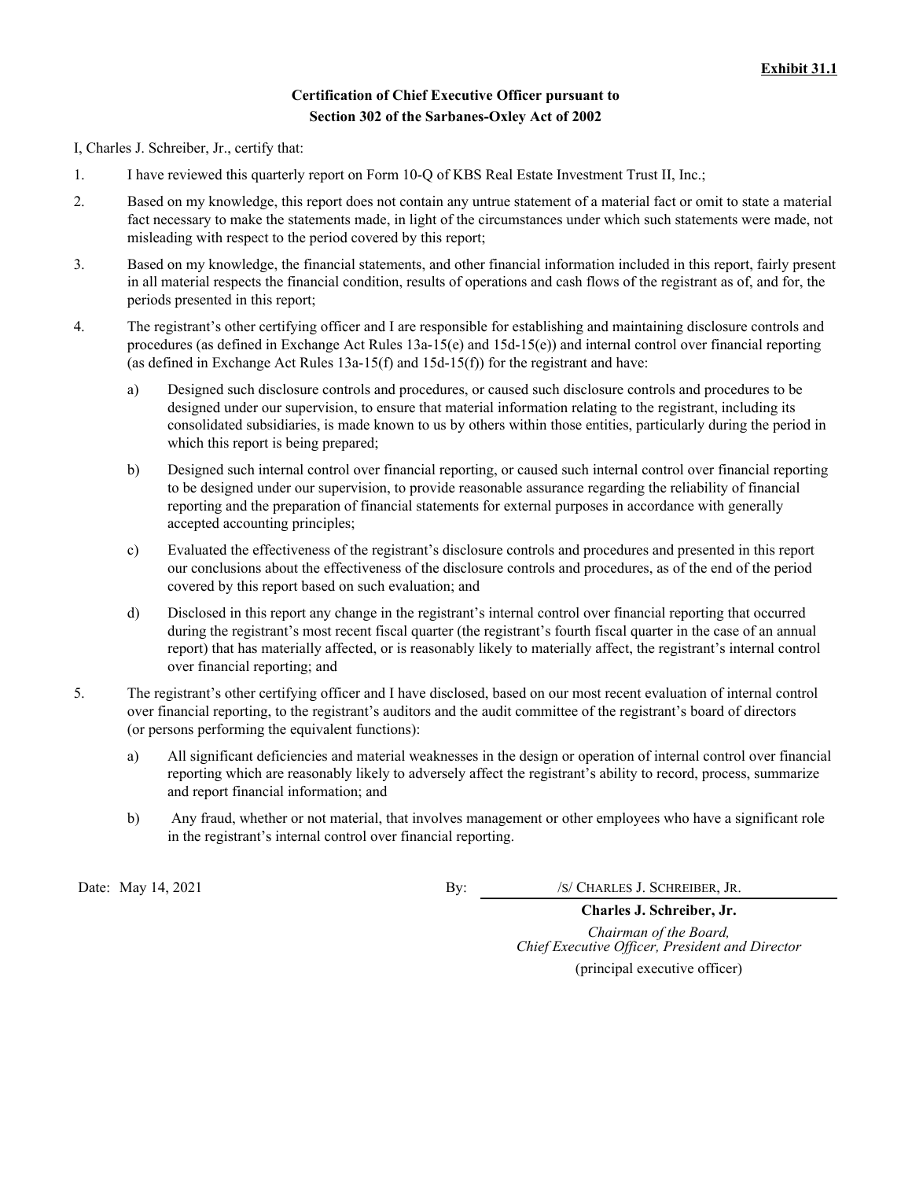**Exhibit 31.1**

**Certification of Chief Executive Officer pursuant to**
**Section 302 of the Sarbanes-Oxley Act of 2002**

I, Charles J. Schreiber, Jr., certify that:

1. I have reviewed this quarterly report on Form 10-Q of KBS Real Estate Investment Trust II, Inc.;
2. Based on my knowledge, this report does not contain any untrue statement of a material fact or omit to state a material fact necessary to make the statements made, in light of the circumstances under which such statements were made, not misleading with respect to the period covered by this report;
3. Based on my knowledge, the financial statements, and other financial information included in this report, fairly present in all material respects the financial condition, results of operations and cash flows of the registrant as of, and for, the periods presented in this report;
4. The registrant's other certifying officer and I are responsible for establishing and maintaining disclosure controls and procedures (as defined in Exchange Act Rules 13a-15(e) and 15d-15(e)) and internal control over financial reporting (as defined in Exchange Act Rules 13a-15(f) and 15d-15(f)) for the registrant and have:
   a) Designed such disclosure controls and procedures, or caused such disclosure controls and procedures to be designed under our supervision, to ensure that material information relating to the registrant, including its consolidated subsidiaries, is made known to us by others within those entities, particularly during the period in which this report is being prepared;
   b) Designed such internal control over financial reporting, or caused such internal control over financial reporting to be designed under our supervision, to provide reasonable assurance regarding the reliability of financial reporting and the preparation of financial statements for external purposes in accordance with generally accepted accounting principles;
   c) Evaluated the effectiveness of the registrant's disclosure controls and procedures and presented in this report our conclusions about the effectiveness of the disclosure controls and procedures, as of the end of the period covered by this report based on such evaluation; and
   d) Disclosed in this report any change in the registrant's internal control over financial reporting that occurred during the registrant's most recent fiscal quarter (the registrant's fourth fiscal quarter in the case of an annual report) that has materially affected, or is reasonably likely to materially affect, the registrant's internal control over financial reporting; and
5. The registrant's other certifying officer and I have disclosed, based on our most recent evaluation of internal control over financial reporting, to the registrant's auditors and the audit committee of the registrant's board of directors (or persons performing the equivalent functions):
   a) All significant deficiencies and material weaknesses in the design or operation of internal control over financial reporting which are reasonably likely to adversely affect the registrant's ability to record, process, summarize and report financial information; and
   b) Any fraud, whether or not material, that involves management or other employees who have a significant role in the registrant's internal control over financial reporting.

Date: May 14, 2021

By: /S/ CHARLES J. SCHREIBER, JR.

**Charles J. Schreiber, Jr.**

*Chairman of the Board,*
*Chief Executive Officer, President and Director*

(principal executive officer)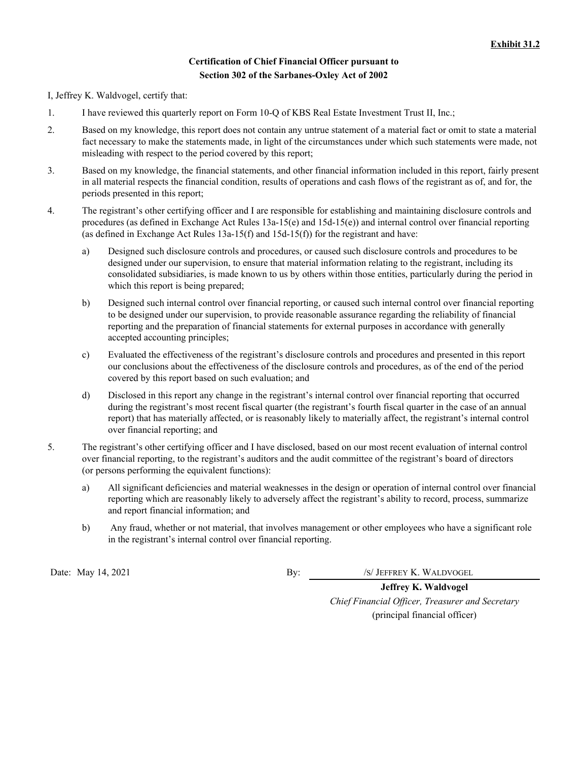**Exhibit 31.2**

**Certification of Chief Financial Officer pursuant to Section 302 of the Sarbanes-Oxley Act of 2002**

I, Jeffrey K. Waldvogel, certify that:

1. I have reviewed this quarterly report on Form 10-Q of KBS Real Estate Investment Trust II, Inc.;
2. Based on my knowledge, this report does not contain any untrue statement of a material fact or omit to state a material fact necessary to make the statements made, in light of the circumstances under which such statements were made, not misleading with respect to the period covered by this report;
3. Based on my knowledge, the financial statements, and other financial information included in this report, fairly present in all material respects the financial condition, results of operations and cash flows of the registrant as of, and for, the periods presented in this report;
4. The registrant's other certifying officer and I are responsible for establishing and maintaining disclosure controls and procedures (as defined in Exchange Act Rules 13a-15(e) and 15d-15(e)) and internal control over financial reporting (as defined in Exchange Act Rules 13a-15(f) and 15d-15(f)) for the registrant and have:
   a) Designed such disclosure controls and procedures, or caused such disclosure controls and procedures to be designed under our supervision, to ensure that material information relating to the registrant, including its consolidated subsidiaries, is made known to us by others within those entities, particularly during the period in which this report is being prepared;
   b) Designed such internal control over financial reporting, or caused such internal control over financial reporting to be designed under our supervision, to provide reasonable assurance regarding the reliability of financial reporting and the preparation of financial statements for external purposes in accordance with generally accepted accounting principles;
   c) Evaluated the effectiveness of the registrant's disclosure controls and procedures and presented in this report our conclusions about the effectiveness of the disclosure controls and procedures, as of the end of the period covered by this report based on such evaluation; and
   d) Disclosed in this report any change in the registrant's internal control over financial reporting that occurred during the registrant's most recent fiscal quarter (the registrant's fourth fiscal quarter in the case of an annual report) that has materially affected, or is reasonably likely to materially affect, the registrant's internal control over financial reporting; and
5. The registrant's other certifying officer and I have disclosed, based on our most recent evaluation of internal control over financial reporting, to the registrant's auditors and the audit committee of the registrant's board of directors (or persons performing the equivalent functions):
   a) All significant deficiencies and material weaknesses in the design or operation of internal control over financial reporting which are reasonably likely to adversely affect the registrant's ability to record, process, summarize and report financial information; and
   b) Any fraud, whether or not material, that involves management or other employees who have a significant role in the registrant's internal control over financial reporting.

Date: May 14, 2021

By: /S/ JEFFREY K. WALDVOGEL

**Jeffrey K. Waldvogel**
*Chief Financial Officer, Treasurer and Secretary*
(principal financial officer)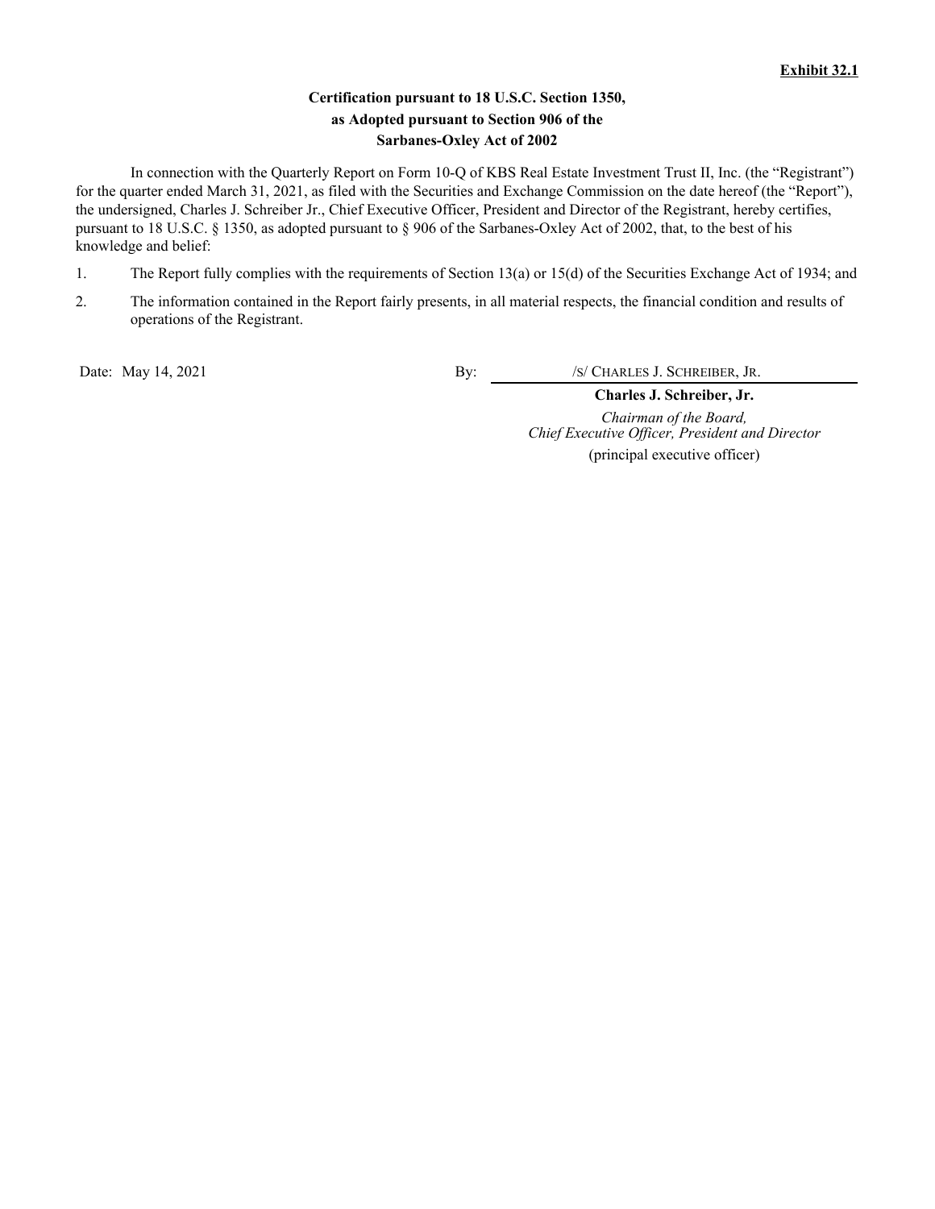**Exhibit 32.1**

**Certification pursuant to 18 U.S.C. Section 1350,**
**as Adopted pursuant to Section 906 of the**
**Sarbanes-Oxley Act of 2002**

In connection with the Quarterly Report on Form 10-Q of KBS Real Estate Investment Trust II, Inc. (the "Registrant") for the quarter ended March 31, 2021, as filed with the Securities and Exchange Commission on the date hereof (the "Report"), the undersigned, Charles J. Schreiber Jr., Chief Executive Officer, President and Director of the Registrant, hereby certifies, pursuant to 18 U.S.C. § 1350, as adopted pursuant to § 906 of the Sarbanes-Oxley Act of 2002, that, to the best of his knowledge and belief:

1. The Report fully complies with the requirements of Section 13(a) or 15(d) of the Securities Exchange Act of 1934; and

2. The information contained in the Report fairly presents, in all material respects, the financial condition and results of operations of the Registrant.

Date: May 14, 2021

By: /S/ CHARLES J. SCHREIBER, JR.

**Charles J. Schreiber, Jr.**

*Chairman of the Board,*
*Chief Executive Officer, President and Director*
(principal executive officer)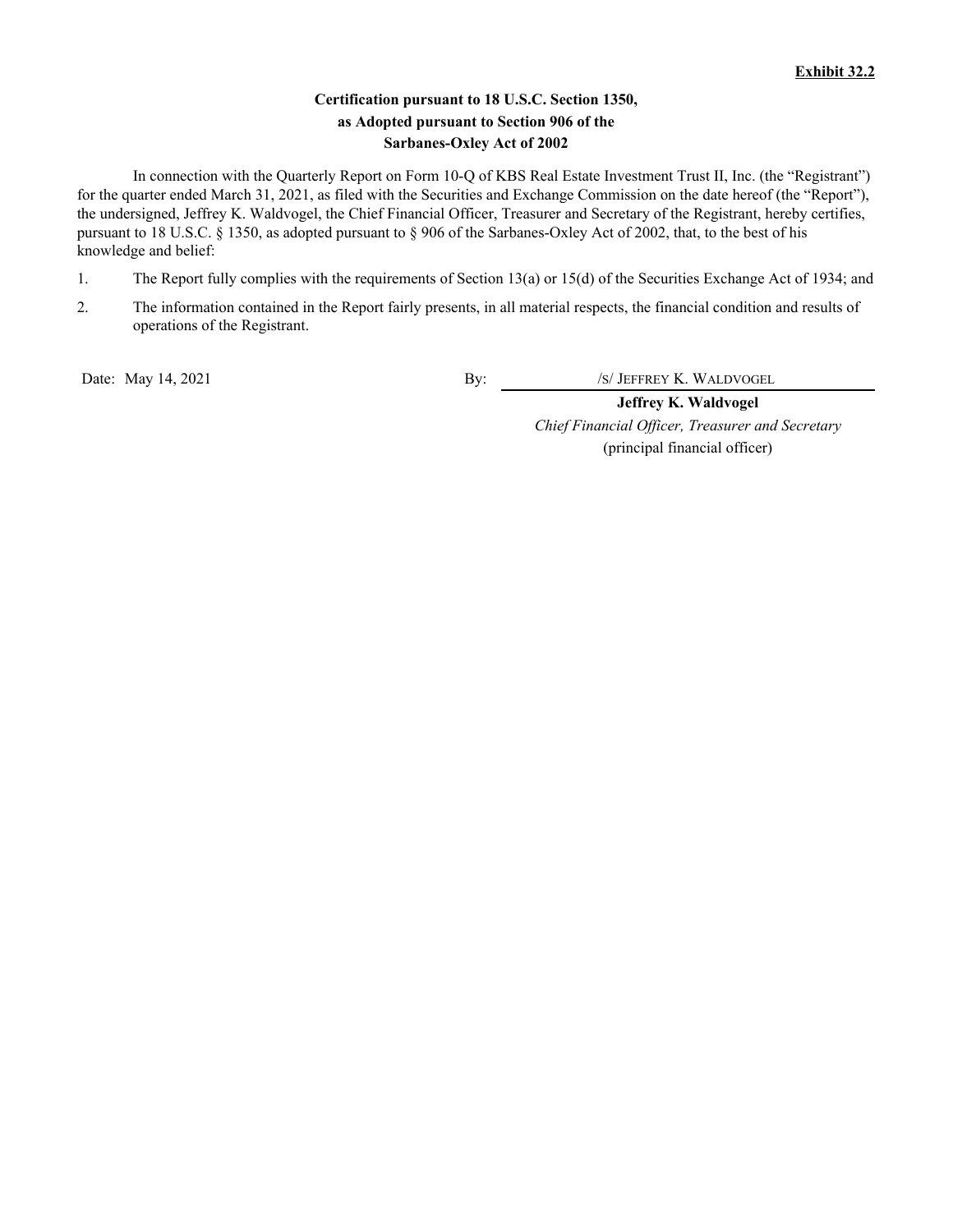**Exhibit 32.2**

**Certification pursuant to 18 U.S.C. Section 1350,**
**as Adopted pursuant to Section 906 of the**
**Sarbanes-Oxley Act of 2002**

In connection with the Quarterly Report on Form 10-Q of KBS Real Estate Investment Trust II, Inc. (the "Registrant") for the quarter ended March 31, 2021, as filed with the Securities and Exchange Commission on the date hereof (the "Report"), the undersigned, Jeffrey K. Waldvogel, the Chief Financial Officer, Treasurer and Secretary of the Registrant, hereby certifies, pursuant to 18 U.S.C. § 1350, as adopted pursuant to § 906 of the Sarbanes-Oxley Act of 2002, that, to the best of his knowledge and belief:

1. The Report fully complies with the requirements of Section 13(a) or 15(d) of the Securities Exchange Act of 1934; and
2. The information contained in the Report fairly presents, in all material respects, the financial condition and results of operations of the Registrant.

Date: May 14, 2021

By: /S/ JEFFREY K. WALDVOGEL

**Jeffrey K. Waldvogel**
*Chief Financial Officer, Treasurer and Secretary*
(principal financial officer)